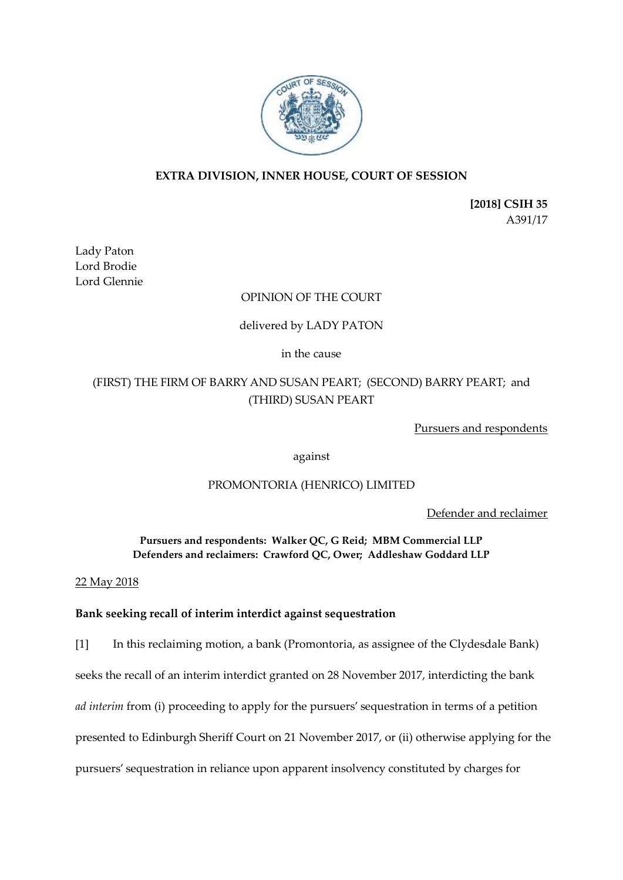**EXTRA DIVISION, INNER HOUSE, COURT OF SESSION**

**[2018] CSIH 35**
A391/17

Lady Paton
Lord Brodie
Lord Glennie

OPINION OF THE COURT

delivered by LADY PATON

in the cause

(FIRST) THE FIRM OF BARRY AND SUSAN PEART; (SECOND) BARRY PEART; and (THIRD) SUSAN PEART

Pursuers and respondents

against

PROMONTORIA (HENRICO) LIMITED

Defender and reclaimer

**Pursuers and respondents: Walker QC, G Reid; MBM Commercial LLP**
**Defenders and reclaimers: Crawford QC, Ower; Addleshaw Goddard LLP**

22 May 2018

**Bank seeking recall of interim interdict against sequestration**

[1] In this reclaiming motion, a bank (Promontoria, as assignee of the Clydesdale Bank) seeks the recall of an interim interdict granted on 28 November 2017, interdicting the bank *ad interim* from (i) proceeding to apply for the pursuers' sequestration in terms of a petition presented to Edinburgh Sheriff Court on 21 November 2017, or (ii) otherwise applying for the pursuers' sequestration in reliance upon apparent insolvency constituted by charges for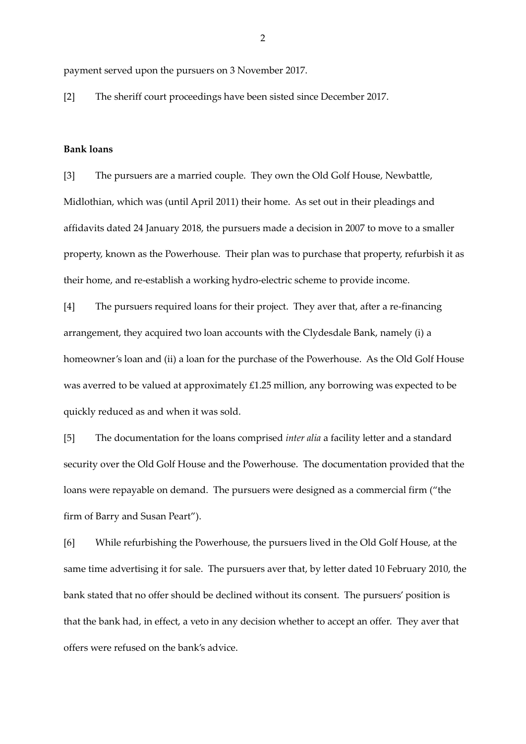payment served upon the pursuers on 3 November 2017.

[2] The sheriff court proceedings have been sisted since December 2017.

**Bank loans**

[3] The pursuers are a married couple. They own the Old Golf House, Newbattle, Midlothian, which was (until April 2011) their home. As set out in their pleadings and affidavits dated 24 January 2018, the pursuers made a decision in 2007 to move to a smaller property, known as the Powerhouse. Their plan was to purchase that property, refurbish it as their home, and re-establish a working hydro-electric scheme to provide income.

[4] The pursuers required loans for their project. They aver that, after a re-financing arrangement, they acquired two loan accounts with the Clydesdale Bank, namely (i) a homeowner's loan and (ii) a loan for the purchase of the Powerhouse. As the Old Golf House was averred to be valued at approximately £1.25 million, any borrowing was expected to be quickly reduced as and when it was sold.

[5] The documentation for the loans comprised *inter alia* a facility letter and a standard security over the Old Golf House and the Powerhouse. The documentation provided that the loans were repayable on demand. The pursuers were designed as a commercial firm ("the firm of Barry and Susan Peart").

[6] While refurbishing the Powerhouse, the pursuers lived in the Old Golf House, at the same time advertising it for sale. The pursuers aver that, by letter dated 10 February 2010, the bank stated that no offer should be declined without its consent. The pursuers' position is that the bank had, in effect, a veto in any decision whether to accept an offer. They aver that offers were refused on the bank's advice.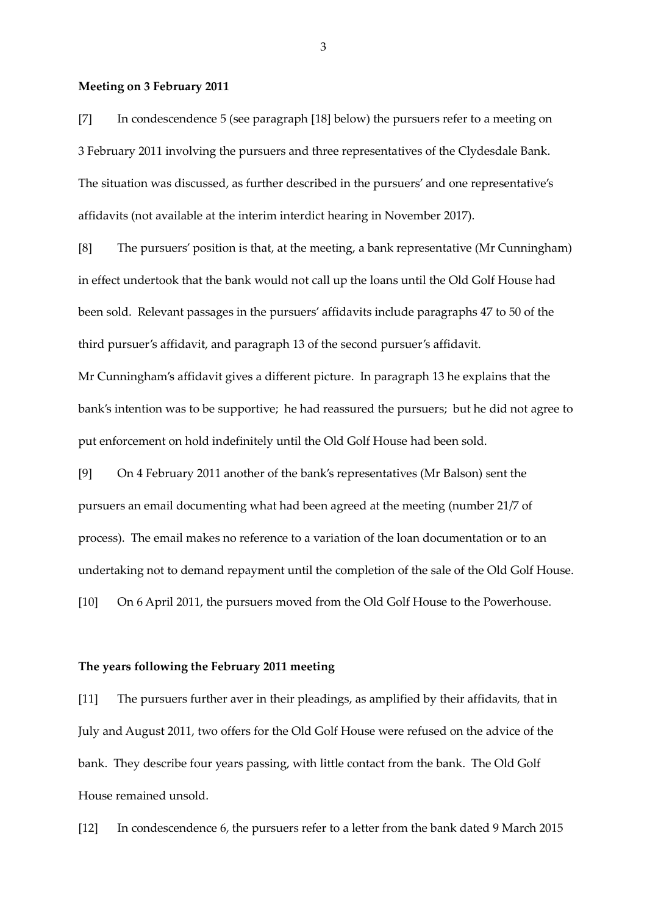**Meeting on 3 February 2011**

[7] In condescendence 5 (see paragraph [18] below) the pursuers refer to a meeting on 3 February 2011 involving the pursuers and three representatives of the Clydesdale Bank. The situation was discussed, as further described in the pursuers' and one representative's affidavits (not available at the interim interdict hearing in November 2017).

[8] The pursuers' position is that, at the meeting, a bank representative (Mr Cunningham) in effect undertook that the bank would not call up the loans until the Old Golf House had been sold. Relevant passages in the pursuers' affidavits include paragraphs 47 to 50 of the third pursuer's affidavit, and paragraph 13 of the second pursuer's affidavit. Mr Cunningham's affidavit gives a different picture. In paragraph 13 he explains that the bank's intention was to be supportive; he had reassured the pursuers; but he did not agree to put enforcement on hold indefinitely until the Old Golf House had been sold.

[9] On 4 February 2011 another of the bank's representatives (Mr Balson) sent the pursuers an email documenting what had been agreed at the meeting (number 21/7 of process). The email makes no reference to a variation of the loan documentation or to an undertaking not to demand repayment until the completion of the sale of the Old Golf House.

[10] On 6 April 2011, the pursuers moved from the Old Golf House to the Powerhouse.

**The years following the February 2011 meeting**

[11] The pursuers further aver in their pleadings, as amplified by their affidavits, that in July and August 2011, two offers for the Old Golf House were refused on the advice of the bank. They describe four years passing, with little contact from the bank. The Old Golf House remained unsold.

[12] In condescendence 6, the pursuers refer to a letter from the bank dated 9 March 2015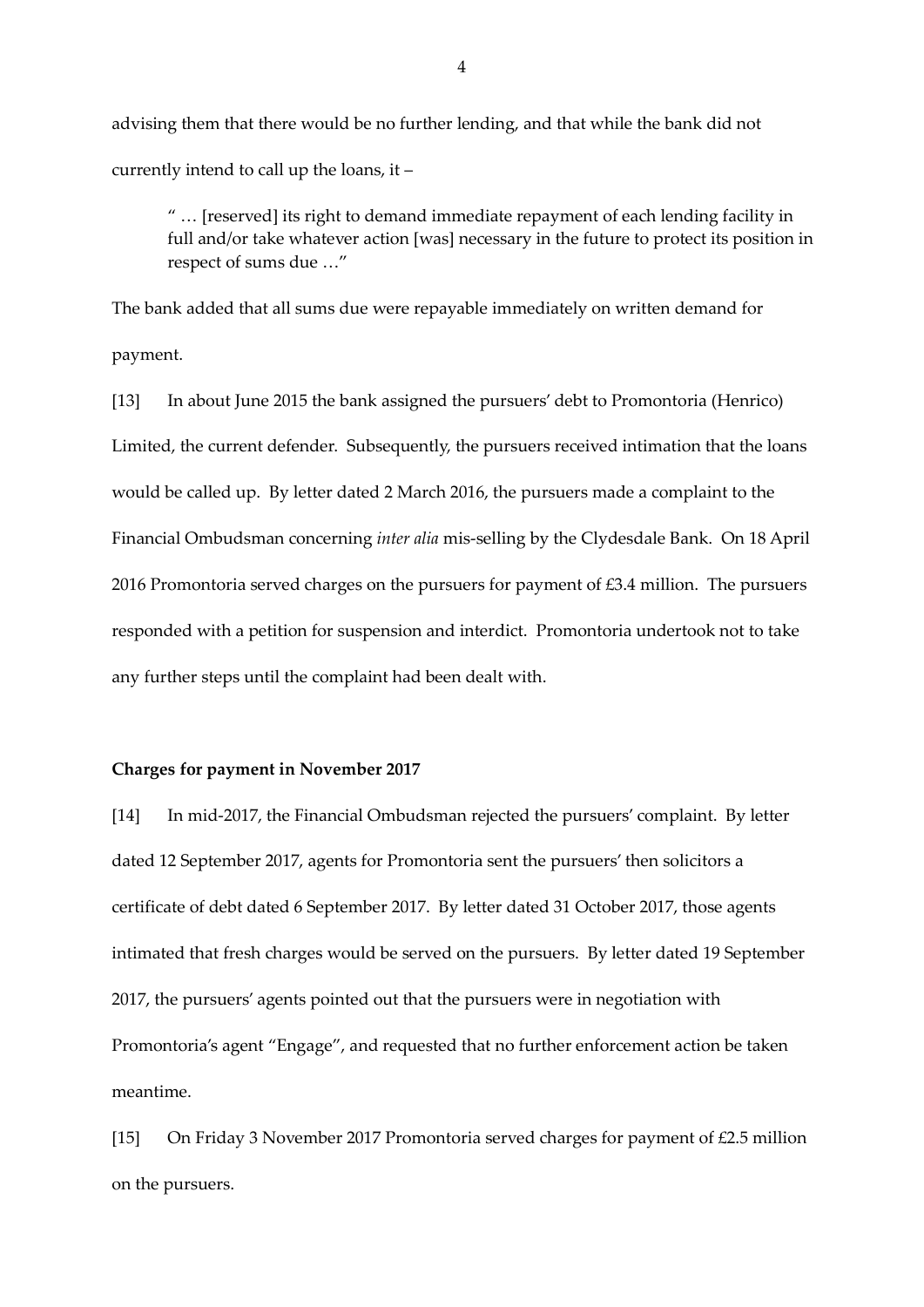advising them that there would be no further lending, and that while the bank did not currently intend to call up the loans, it –

> " … [reserved] its right to demand immediate repayment of each lending facility in full and/or take whatever action [was] necessary in the future to protect its position in respect of sums due …"

The bank added that all sums due were repayable immediately on written demand for payment.

[13] In about June 2015 the bank assigned the pursuers' debt to Promontoria (Henrico) Limited, the current defender. Subsequently, the pursuers received intimation that the loans would be called up. By letter dated 2 March 2016, the pursuers made a complaint to the Financial Ombudsman concerning *inter alia* mis-selling by the Clydesdale Bank. On 18 April 2016 Promontoria served charges on the pursuers for payment of £3.4 million. The pursuers responded with a petition for suspension and interdict. Promontoria undertook not to take any further steps until the complaint had been dealt with.

**Charges for payment in November 2017**

[14] In mid-2017, the Financial Ombudsman rejected the pursuers' complaint. By letter dated 12 September 2017, agents for Promontoria sent the pursuers' then solicitors a certificate of debt dated 6 September 2017. By letter dated 31 October 2017, those agents intimated that fresh charges would be served on the pursuers. By letter dated 19 September 2017, the pursuers' agents pointed out that the pursuers were in negotiation with Promontoria's agent "Engage", and requested that no further enforcement action be taken meantime.

[15] On Friday 3 November 2017 Promontoria served charges for payment of £2.5 million on the pursuers.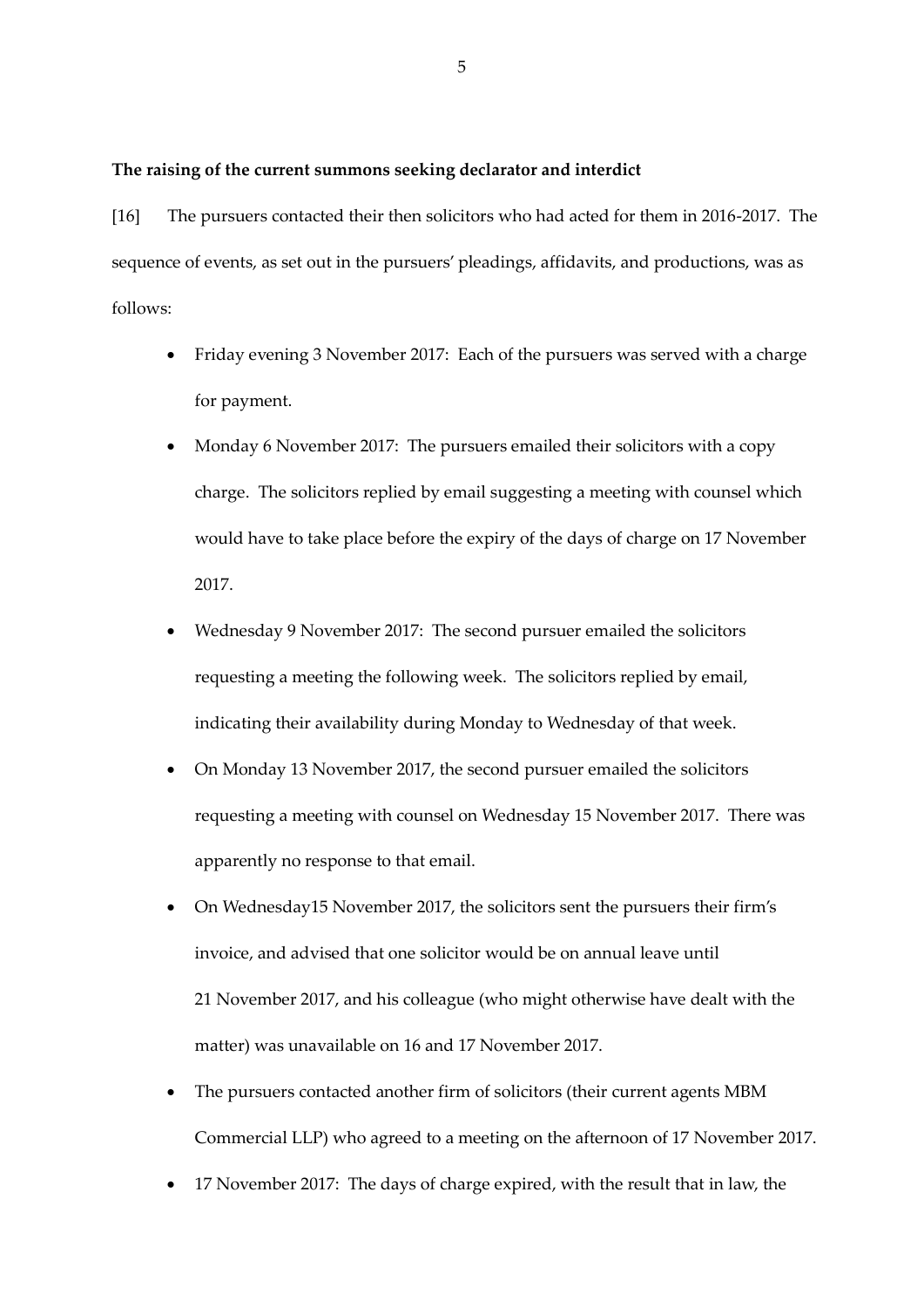**The raising of the current summons seeking declarator and interdict**

[16] The pursuers contacted their then solicitors who had acted for them in 2016-2017. The sequence of events, as set out in the pursuers' pleadings, affidavits, and productions, was as follows:

- Friday evening 3 November 2017: Each of the pursuers was served with a charge for payment.
- Monday 6 November 2017: The pursuers emailed their solicitors with a copy charge. The solicitors replied by email suggesting a meeting with counsel which would have to take place before the expiry of the days of charge on 17 November 2017.
- Wednesday 9 November 2017: The second pursuer emailed the solicitors requesting a meeting the following week. The solicitors replied by email, indicating their availability during Monday to Wednesday of that week.
- On Monday 13 November 2017, the second pursuer emailed the solicitors requesting a meeting with counsel on Wednesday 15 November 2017. There was apparently no response to that email.
- On Wednesday15 November 2017, the solicitors sent the pursuers their firm's invoice, and advised that one solicitor would be on annual leave until 21 November 2017, and his colleague (who might otherwise have dealt with the matter) was unavailable on 16 and 17 November 2017.
- The pursuers contacted another firm of solicitors (their current agents MBM Commercial LLP) who agreed to a meeting on the afternoon of 17 November 2017.
- 17 November 2017: The days of charge expired, with the result that in law, the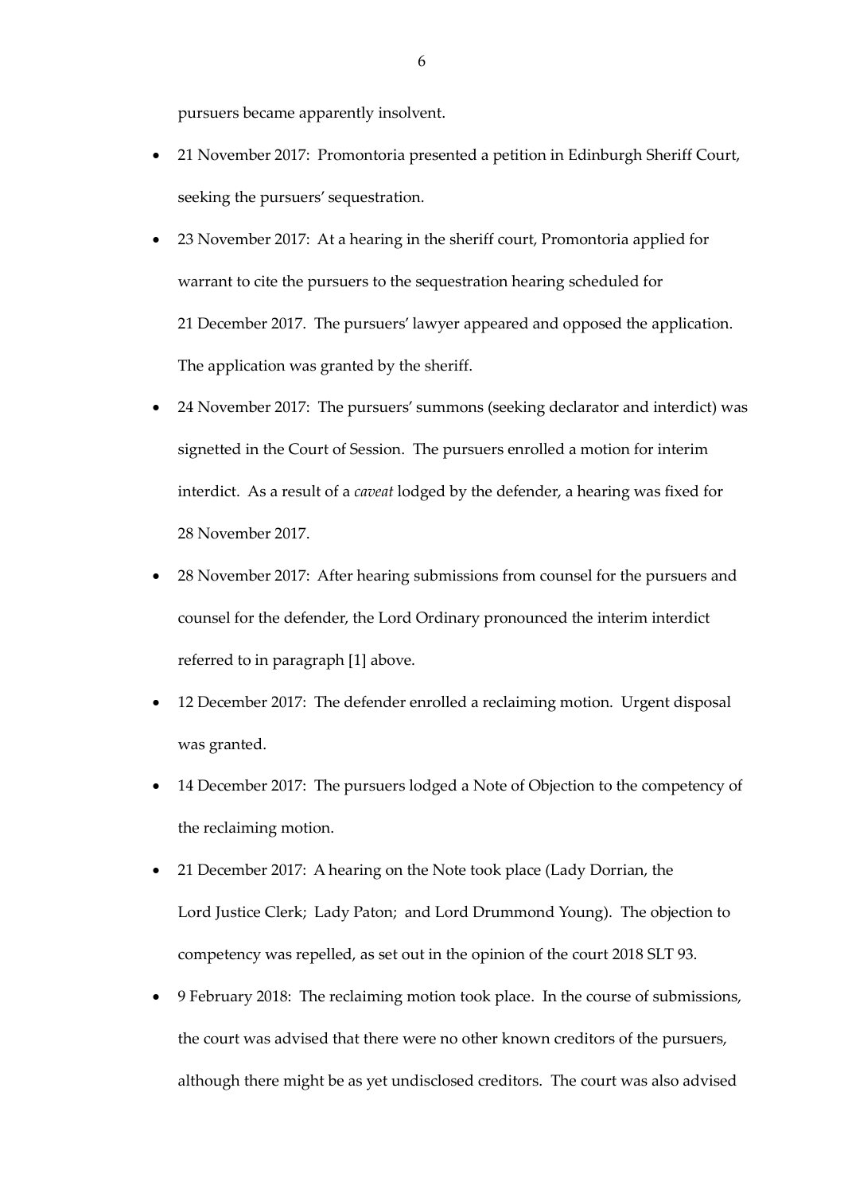pursuers became apparently insolvent.

- 21 November 2017: Promontoria presented a petition in Edinburgh Sheriff Court, seeking the pursuers' sequestration.
- 23 November 2017: At a hearing in the sheriff court, Promontoria applied for warrant to cite the pursuers to the sequestration hearing scheduled for 21 December 2017. The pursuers' lawyer appeared and opposed the application. The application was granted by the sheriff.
- 24 November 2017: The pursuers' summons (seeking declarator and interdict) was signetted in the Court of Session. The pursuers enrolled a motion for interim interdict. As a result of a *caveat* lodged by the defender, a hearing was fixed for 28 November 2017.
- 28 November 2017: After hearing submissions from counsel for the pursuers and counsel for the defender, the Lord Ordinary pronounced the interim interdict referred to in paragraph [1] above.
- 12 December 2017: The defender enrolled a reclaiming motion. Urgent disposal was granted.
- 14 December 2017: The pursuers lodged a Note of Objection to the competency of the reclaiming motion.
- 21 December 2017: A hearing on the Note took place (Lady Dorrian, the Lord Justice Clerk; Lady Paton; and Lord Drummond Young). The objection to competency was repelled, as set out in the opinion of the court 2018 SLT 93.
- 9 February 2018: The reclaiming motion took place. In the course of submissions, the court was advised that there were no other known creditors of the pursuers, although there might be as yet undisclosed creditors. The court was also advised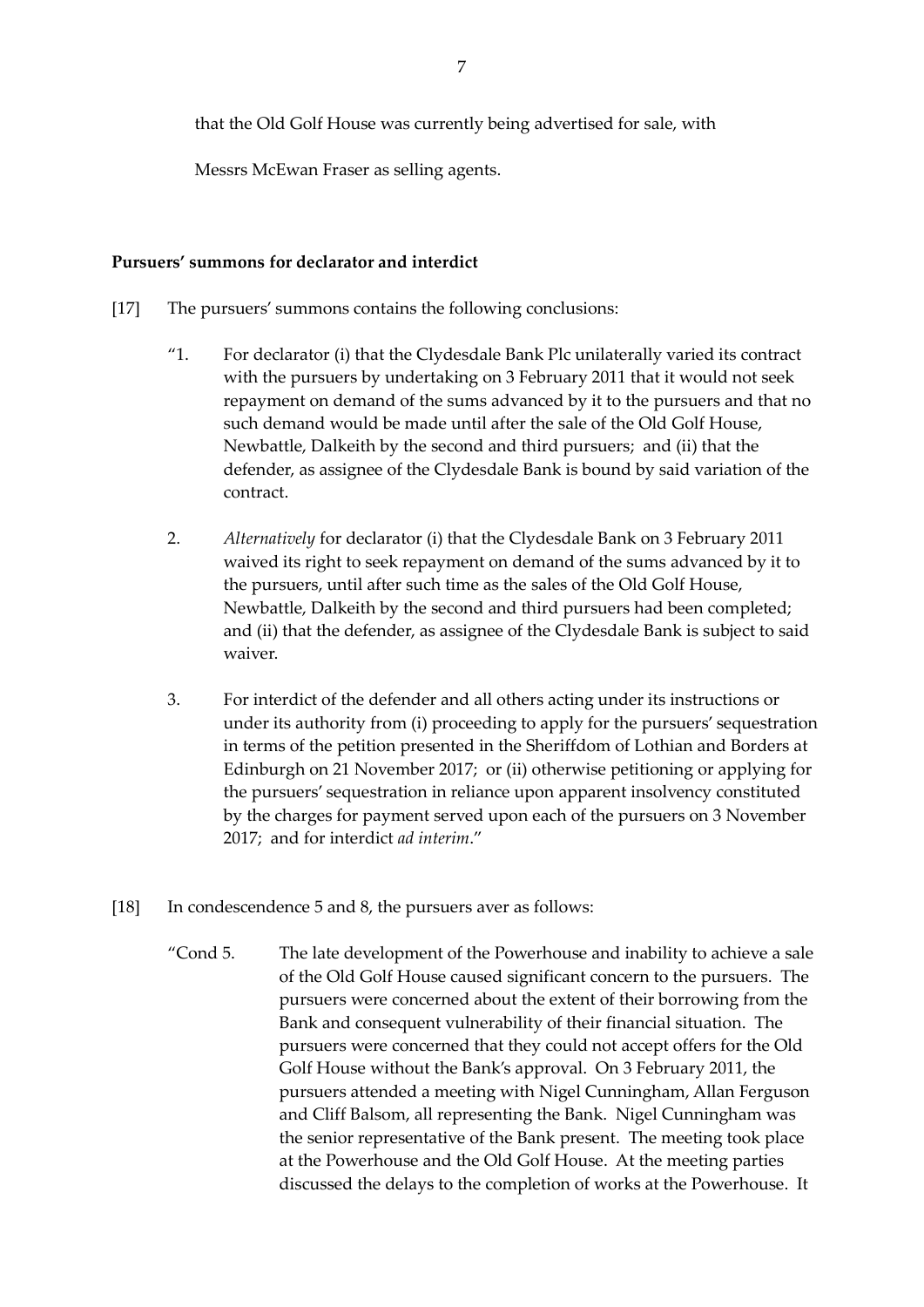that the Old Golf House was currently being advertised for sale, with

Messrs McEwan Fraser as selling agents.

**Pursuers' summons for declarator and interdict**

[17] The pursuers' summons contains the following conclusions:

> "1. For declarator (i) that the Clydesdale Bank Plc unilaterally varied its contract with the pursuers by undertaking on 3 February 2011 that it would not seek repayment on demand of the sums advanced by it to the pursuers and that no such demand would be made until after the sale of the Old Golf House, Newbattle, Dalkeith by the second and third pursuers; and (ii) that the defender, as assignee of the Clydesdale Bank is bound by said variation of the contract.
>
> 2. *Alternatively* for declarator (i) that the Clydesdale Bank on 3 February 2011 waived its right to seek repayment on demand of the sums advanced by it to the pursuers, until after such time as the sales of the Old Golf House, Newbattle, Dalkeith by the second and third pursuers had been completed; and (ii) that the defender, as assignee of the Clydesdale Bank is subject to said waiver.
>
> 3. For interdict of the defender and all others acting under its instructions or under its authority from (i) proceeding to apply for the pursuers' sequestration in terms of the petition presented in the Sheriffdom of Lothian and Borders at Edinburgh on 21 November 2017; or (ii) otherwise petitioning or applying for the pursuers' sequestration in reliance upon apparent insolvency constituted by the charges for payment served upon each of the pursuers on 3 November 2017; and for interdict *ad interim*."

[18] In condescendence 5 and 8, the pursuers aver as follows:

> "Cond 5. The late development of the Powerhouse and inability to achieve a sale of the Old Golf House caused significant concern to the pursuers. The pursuers were concerned about the extent of their borrowing from the Bank and consequent vulnerability of their financial situation. The pursuers were concerned that they could not accept offers for the Old Golf House without the Bank's approval. On 3 February 2011, the pursuers attended a meeting with Nigel Cunningham, Allan Ferguson and Cliff Balsom, all representing the Bank. Nigel Cunningham was the senior representative of the Bank present. The meeting took place at the Powerhouse and the Old Golf House. At the meeting parties discussed the delays to the completion of works at the Powerhouse. It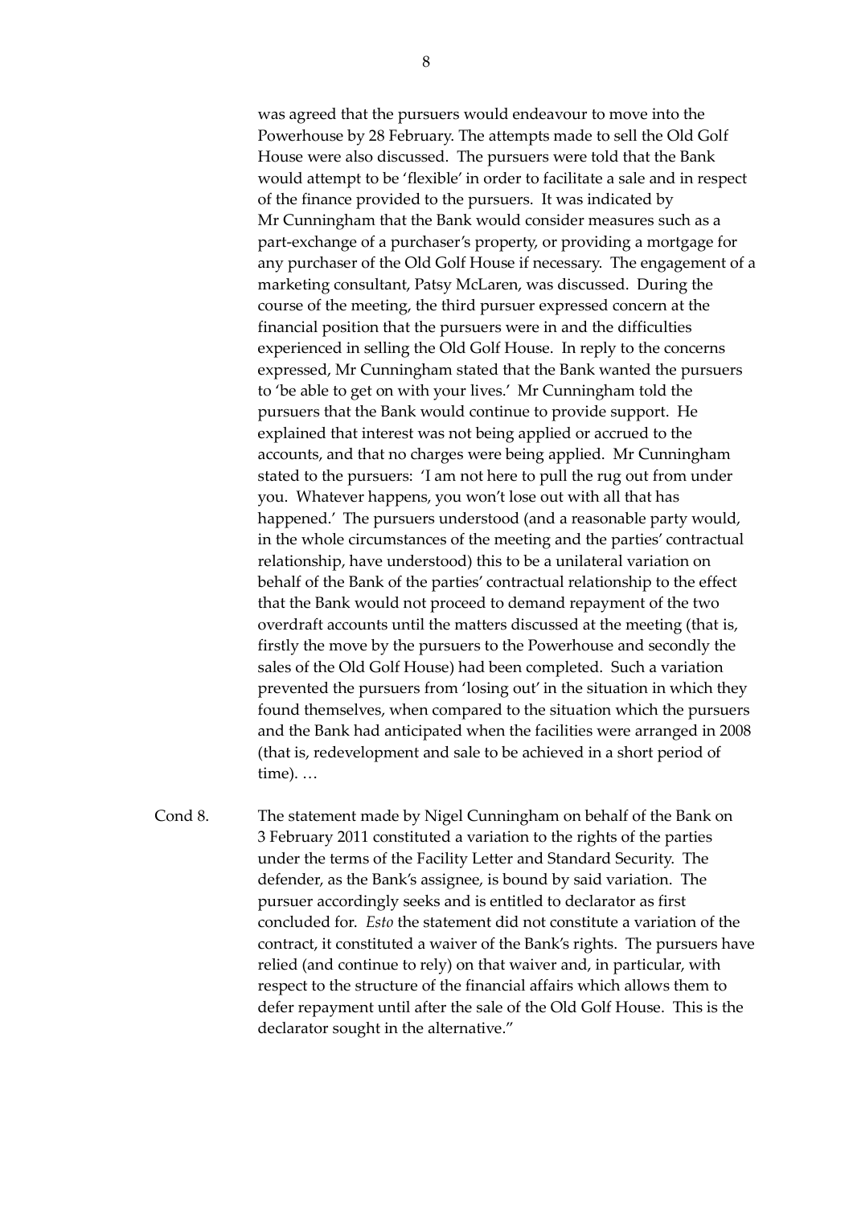was agreed that the pursuers would endeavour to move into the Powerhouse by 28 February. The attempts made to sell the Old Golf House were also discussed. The pursuers were told that the Bank would attempt to be 'flexible' in order to facilitate a sale and in respect of the finance provided to the pursuers. It was indicated by Mr Cunningham that the Bank would consider measures such as a part-exchange of a purchaser's property, or providing a mortgage for any purchaser of the Old Golf House if necessary. The engagement of a marketing consultant, Patsy McLaren, was discussed. During the course of the meeting, the third pursuer expressed concern at the financial position that the pursuers were in and the difficulties experienced in selling the Old Golf House. In reply to the concerns expressed, Mr Cunningham stated that the Bank wanted the pursuers to 'be able to get on with your lives.' Mr Cunningham told the pursuers that the Bank would continue to provide support. He explained that interest was not being applied or accrued to the accounts, and that no charges were being applied. Mr Cunningham stated to the pursuers: 'I am not here to pull the rug out from under you. Whatever happens, you won't lose out with all that has happened.' The pursuers understood (and a reasonable party would, in the whole circumstances of the meeting and the parties' contractual relationship, have understood) this to be a unilateral variation on behalf of the Bank of the parties' contractual relationship to the effect that the Bank would not proceed to demand repayment of the two overdraft accounts until the matters discussed at the meeting (that is, firstly the move by the pursuers to the Powerhouse and secondly the sales of the Old Golf House) had been completed. Such a variation prevented the pursuers from 'losing out' in the situation in which they found themselves, when compared to the situation which the pursuers and the Bank had anticipated when the facilities were arranged in 2008 (that is, redevelopment and sale to be achieved in a short period of time). …

Cond 8. The statement made by Nigel Cunningham on behalf of the Bank on 3 February 2011 constituted a variation to the rights of the parties under the terms of the Facility Letter and Standard Security. The defender, as the Bank's assignee, is bound by said variation. The pursuer accordingly seeks and is entitled to declarator as first concluded for. *Esto* the statement did not constitute a variation of the contract, it constituted a waiver of the Bank's rights. The pursuers have relied (and continue to rely) on that waiver and, in particular, with respect to the structure of the financial affairs which allows them to defer repayment until after the sale of the Old Golf House. This is the declarator sought in the alternative."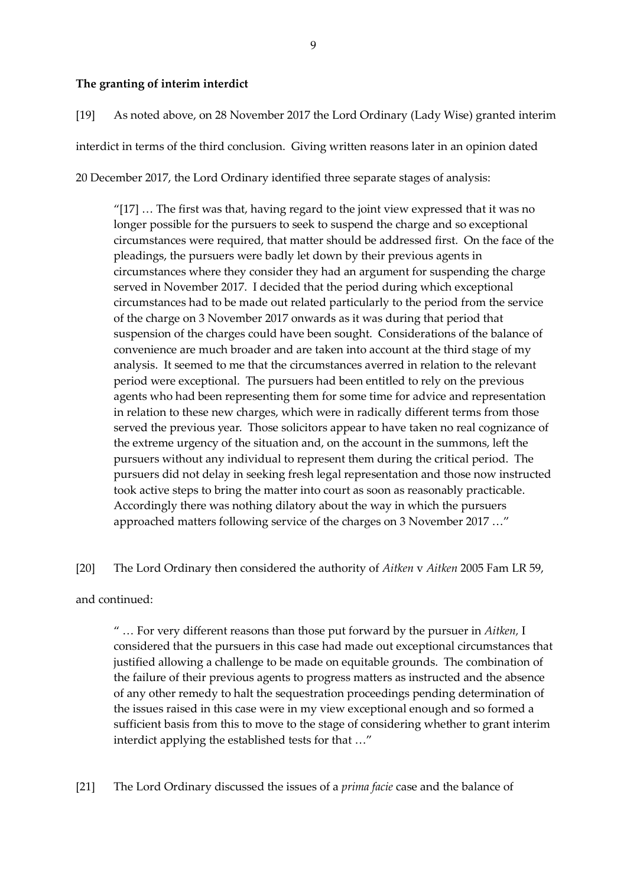**The granting of interim interdict**

[19] As noted above, on 28 November 2017 the Lord Ordinary (Lady Wise) granted interim interdict in terms of the third conclusion. Giving written reasons later in an opinion dated 20 December 2017, the Lord Ordinary identified three separate stages of analysis:

> "[17] … The first was that, having regard to the joint view expressed that it was no longer possible for the pursuers to seek to suspend the charge and so exceptional circumstances were required, that matter should be addressed first. On the face of the pleadings, the pursuers were badly let down by their previous agents in circumstances where they consider they had an argument for suspending the charge served in November 2017. I decided that the period during which exceptional circumstances had to be made out related particularly to the period from the service of the charge on 3 November 2017 onwards as it was during that period that suspension of the charges could have been sought. Considerations of the balance of convenience are much broader and are taken into account at the third stage of my analysis. It seemed to me that the circumstances averred in relation to the relevant period were exceptional. The pursuers had been entitled to rely on the previous agents who had been representing them for some time for advice and representation in relation to these new charges, which were in radically different terms from those served the previous year. Those solicitors appear to have taken no real cognizance of the extreme urgency of the situation and, on the account in the summons, left the pursuers without any individual to represent them during the critical period. The pursuers did not delay in seeking fresh legal representation and those now instructed took active steps to bring the matter into court as soon as reasonably practicable. Accordingly there was nothing dilatory about the way in which the pursuers approached matters following service of the charges on 3 November 2017 …"

[20] The Lord Ordinary then considered the authority of *Aitken* v *Aitken* 2005 Fam LR 59, and continued:

> " … For very different reasons than those put forward by the pursuer in *Aitken,* I considered that the pursuers in this case had made out exceptional circumstances that justified allowing a challenge to be made on equitable grounds. The combination of the failure of their previous agents to progress matters as instructed and the absence of any other remedy to halt the sequestration proceedings pending determination of the issues raised in this case were in my view exceptional enough and so formed a sufficient basis from this to move to the stage of considering whether to grant interim interdict applying the established tests for that …"

[21] The Lord Ordinary discussed the issues of a *prima facie* case and the balance of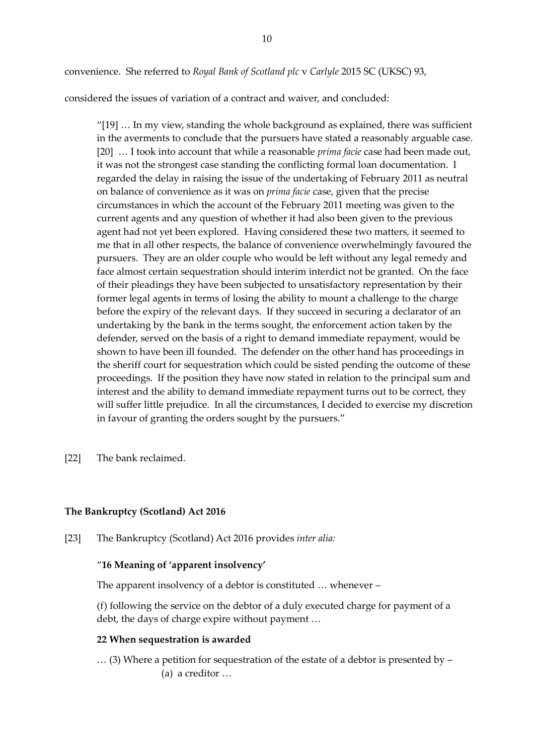convenience. She referred to *Royal Bank of Scotland plc* v *Carlyle* 2015 SC (UKSC) 93, considered the issues of variation of a contract and waiver, and concluded:

> "[19] … In my view, standing the whole background as explained, there was sufficient in the averments to conclude that the pursuers have stated a reasonably arguable case. [20] … I took into account that while a reasonable *prima facie* case had been made out, it was not the strongest case standing the conflicting formal loan documentation. I regarded the delay in raising the issue of the undertaking of February 2011 as neutral on balance of convenience as it was on *prima facie* case, given that the precise circumstances in which the account of the February 2011 meeting was given to the current agents and any question of whether it had also been given to the previous agent had not yet been explored. Having considered these two matters, it seemed to me that in all other respects, the balance of convenience overwhelmingly favoured the pursuers. They are an older couple who would be left without any legal remedy and face almost certain sequestration should interim interdict not be granted. On the face of their pleadings they have been subjected to unsatisfactory representation by their former legal agents in terms of losing the ability to mount a challenge to the charge before the expiry of the relevant days. If they succeed in securing a declarator of an undertaking by the bank in the terms sought, the enforcement action taken by the defender, served on the basis of a right to demand immediate repayment, would be shown to have been ill founded. The defender on the other hand has proceedings in the sheriff court for sequestration which could be sisted pending the outcome of these proceedings. If the position they have now stated in relation to the principal sum and interest and the ability to demand immediate repayment turns out to be correct, they will suffer little prejudice. In all the circumstances, I decided to exercise my discretion in favour of granting the orders sought by the pursuers."

[22] The bank reclaimed.

## The Bankruptcy (Scotland) Act 2016

[23] The Bankruptcy (Scotland) Act 2016 provides *inter alia:*

> "**16 Meaning of 'apparent insolvency'**
>
> The apparent insolvency of a debtor is constituted … whenever –
>
> (f) following the service on the debtor of a duly executed charge for payment of a debt, the days of charge expire without payment …
>
> **22 When sequestration is awarded**
>
> … (3) Where a petition for sequestration of the estate of a debtor is presented by –
>
> (a) a creditor …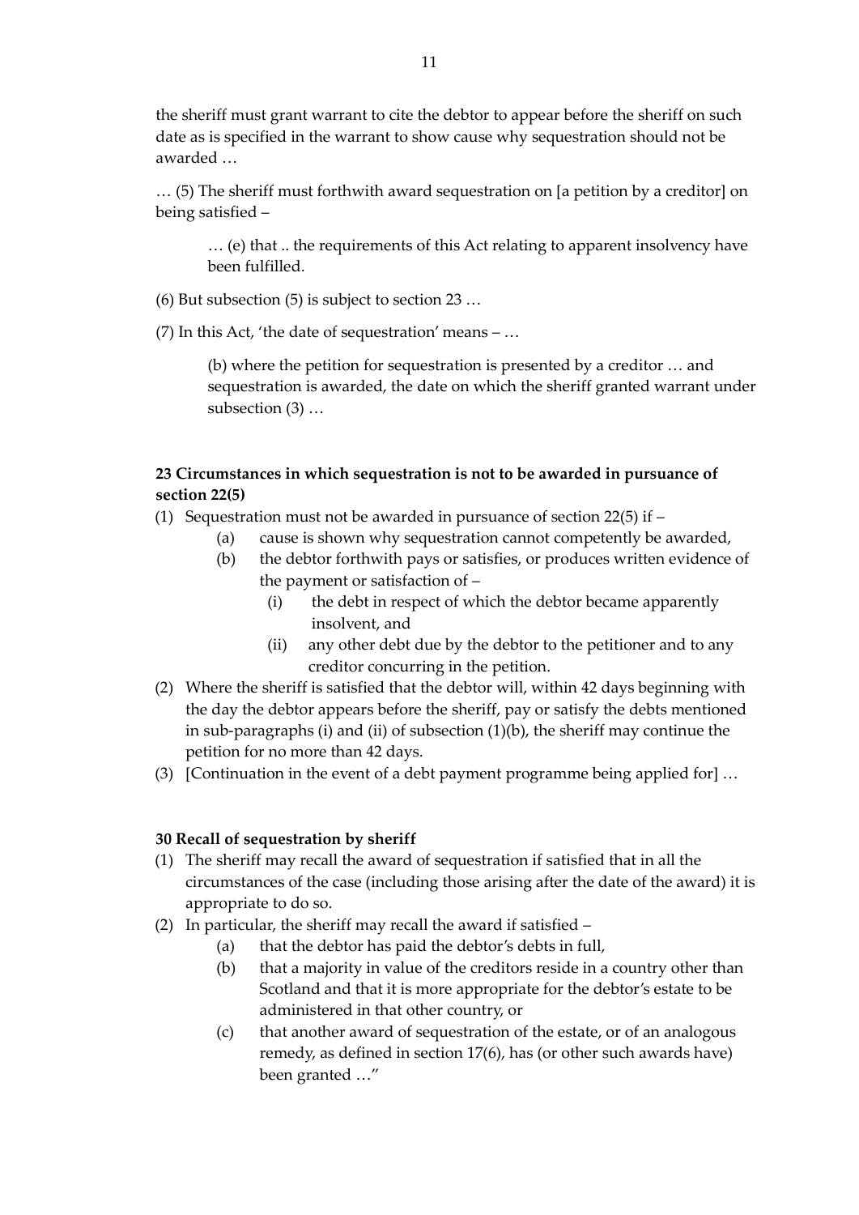the sheriff must grant warrant to cite the debtor to appear before the sheriff on such date as is specified in the warrant to show cause why sequestration should not be awarded …

… (5) The sheriff must forthwith award sequestration on [a petition by a creditor] on being satisfied –

> … (e) that .. the requirements of this Act relating to apparent insolvency have been fulfilled.

(6) But subsection (5) is subject to section 23 …

(7) In this Act, 'the date of sequestration' means – …

> (b) where the petition for sequestration is presented by a creditor … and sequestration is awarded, the date on which the sheriff granted warrant under subsection (3) …

**23 Circumstances in which sequestration is not to be awarded in pursuance of section 22(5)**

(1) Sequestration must not be awarded in pursuance of section 22(5) if –
   - (a) cause is shown why sequestration cannot competently be awarded,
   - (b) the debtor forthwith pays or satisfies, or produces written evidence of the payment or satisfaction of –
     - (i) the debt in respect of which the debtor became apparently insolvent, and
     - (ii) any other debt due by the debtor to the petitioner and to any creditor concurring in the petition.

(2) Where the sheriff is satisfied that the debtor will, within 42 days beginning with the day the debtor appears before the sheriff, pay or satisfy the debts mentioned in sub-paragraphs (i) and (ii) of subsection (1)(b), the sheriff may continue the petition for no more than 42 days.

(3) [Continuation in the event of a debt payment programme being applied for] …

**30 Recall of sequestration by sheriff**

(1) The sheriff may recall the award of sequestration if satisfied that in all the circumstances of the case (including those arising after the date of the award) it is appropriate to do so.

(2) In particular, the sheriff may recall the award if satisfied –
   - (a) that the debtor has paid the debtor's debts in full,
   - (b) that a majority in value of the creditors reside in a country other than Scotland and that it is more appropriate for the debtor's estate to be administered in that other country, or
   - (c) that another award of sequestration of the estate, or of an analogous remedy, as defined in section 17(6), has (or other such awards have) been granted …"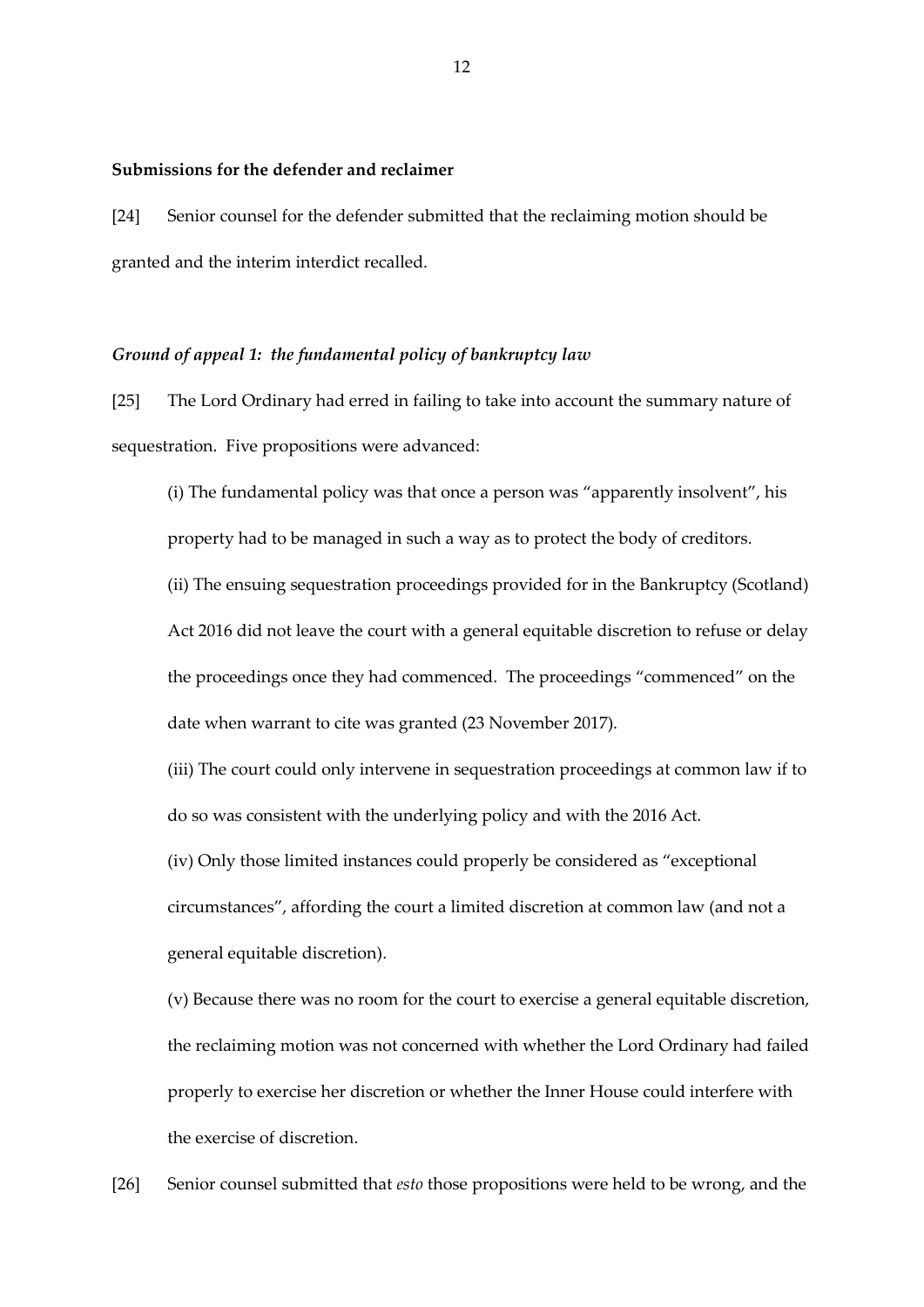**Submissions for the defender and reclaimer**

[24] Senior counsel for the defender submitted that the reclaiming motion should be granted and the interim interdict recalled.

***Ground of appeal 1: the fundamental policy of bankruptcy law***

[25] The Lord Ordinary had erred in failing to take into account the summary nature of sequestration. Five propositions were advanced:

(i) The fundamental policy was that once a person was "apparently insolvent", his property had to be managed in such a way as to protect the body of creditors.

(ii) The ensuing sequestration proceedings provided for in the Bankruptcy (Scotland) Act 2016 did not leave the court with a general equitable discretion to refuse or delay the proceedings once they had commenced. The proceedings "commenced" on the date when warrant to cite was granted (23 November 2017).

(iii) The court could only intervene in sequestration proceedings at common law if to do so was consistent with the underlying policy and with the 2016 Act.

(iv) Only those limited instances could properly be considered as "exceptional circumstances", affording the court a limited discretion at common law (and not a general equitable discretion).

(v) Because there was no room for the court to exercise a general equitable discretion, the reclaiming motion was not concerned with whether the Lord Ordinary had failed properly to exercise her discretion or whether the Inner House could interfere with the exercise of discretion.

[26] Senior counsel submitted that *esto* those propositions were held to be wrong, and the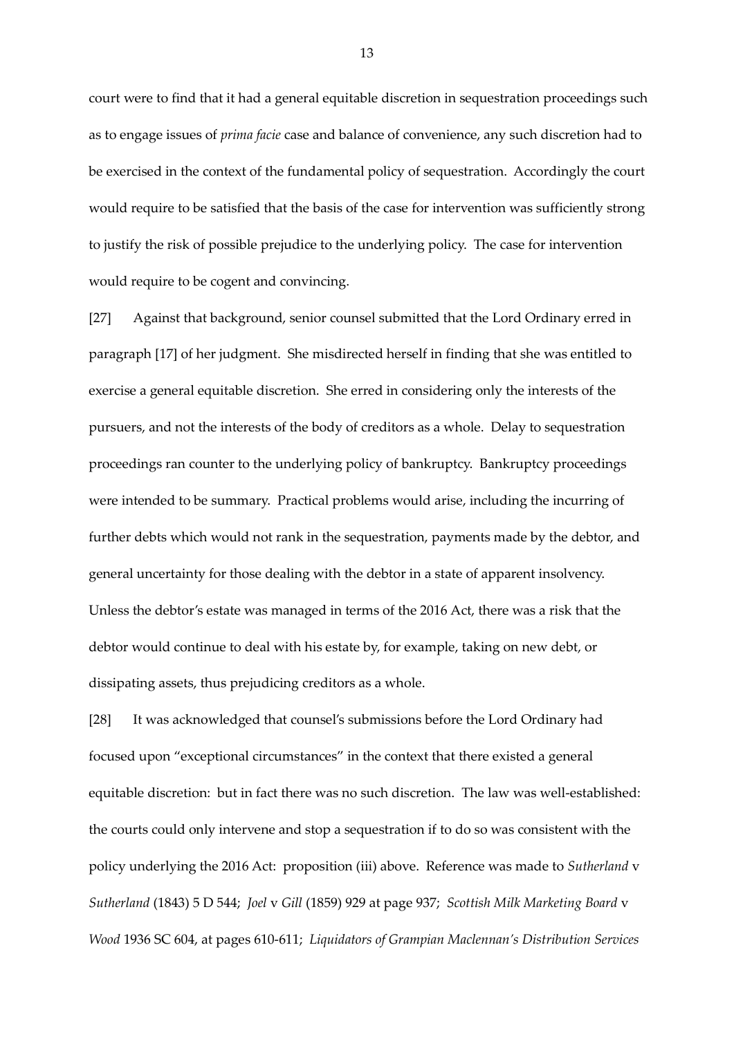court were to find that it had a general equitable discretion in sequestration proceedings such as to engage issues of *prima facie* case and balance of convenience, any such discretion had to be exercised in the context of the fundamental policy of sequestration. Accordingly the court would require to be satisfied that the basis of the case for intervention was sufficiently strong to justify the risk of possible prejudice to the underlying policy. The case for intervention would require to be cogent and convincing.

[27] Against that background, senior counsel submitted that the Lord Ordinary erred in paragraph [17] of her judgment. She misdirected herself in finding that she was entitled to exercise a general equitable discretion. She erred in considering only the interests of the pursuers, and not the interests of the body of creditors as a whole. Delay to sequestration proceedings ran counter to the underlying policy of bankruptcy. Bankruptcy proceedings were intended to be summary. Practical problems would arise, including the incurring of further debts which would not rank in the sequestration, payments made by the debtor, and general uncertainty for those dealing with the debtor in a state of apparent insolvency. Unless the debtor's estate was managed in terms of the 2016 Act, there was a risk that the debtor would continue to deal with his estate by, for example, taking on new debt, or dissipating assets, thus prejudicing creditors as a whole.

[28] It was acknowledged that counsel's submissions before the Lord Ordinary had focused upon "exceptional circumstances" in the context that there existed a general equitable discretion: but in fact there was no such discretion. The law was well-established: the courts could only intervene and stop a sequestration if to do so was consistent with the policy underlying the 2016 Act: proposition (iii) above. Reference was made to *Sutherland* v *Sutherland* (1843) 5 D 544; *Joel* v *Gill* (1859) 929 at page 937; *Scottish Milk Marketing Board* v *Wood* 1936 SC 604, at pages 610-611; *Liquidators of Grampian Maclennan's Distribution Services*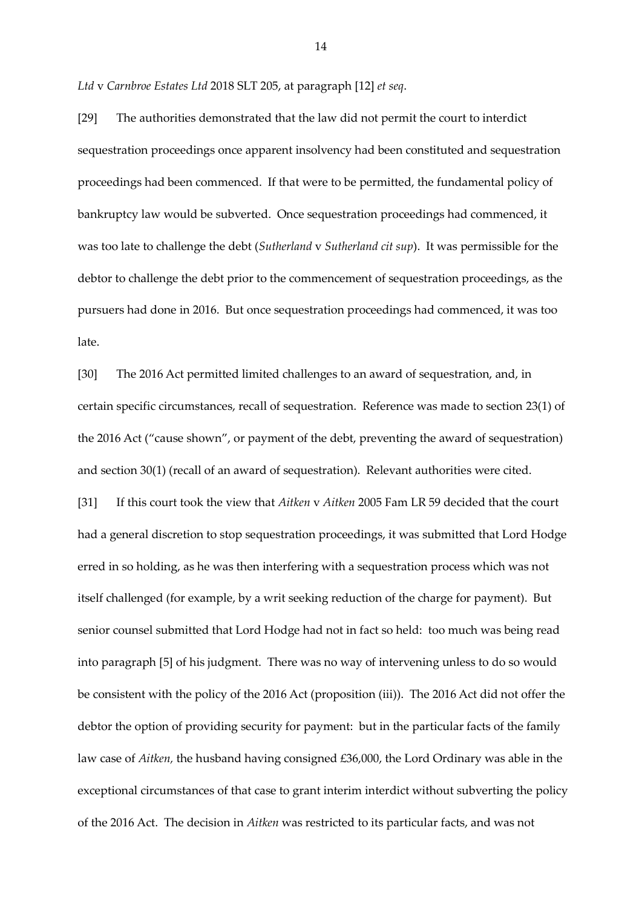*Ltd* v *Carnbroe Estates Ltd* 2018 SLT 205, at paragraph [12] *et seq*.

[29] The authorities demonstrated that the law did not permit the court to interdict sequestration proceedings once apparent insolvency had been constituted and sequestration proceedings had been commenced. If that were to be permitted, the fundamental policy of bankruptcy law would be subverted. Once sequestration proceedings had commenced, it was too late to challenge the debt (*Sutherland* v *Sutherland cit sup*). It was permissible for the debtor to challenge the debt prior to the commencement of sequestration proceedings, as the pursuers had done in 2016. But once sequestration proceedings had commenced, it was too late.

[30] The 2016 Act permitted limited challenges to an award of sequestration, and, in certain specific circumstances, recall of sequestration. Reference was made to section 23(1) of the 2016 Act ("cause shown", or payment of the debt, preventing the award of sequestration) and section 30(1) (recall of an award of sequestration). Relevant authorities were cited.

[31] If this court took the view that *Aitken* v *Aitken* 2005 Fam LR 59 decided that the court had a general discretion to stop sequestration proceedings, it was submitted that Lord Hodge erred in so holding, as he was then interfering with a sequestration process which was not itself challenged (for example, by a writ seeking reduction of the charge for payment). But senior counsel submitted that Lord Hodge had not in fact so held: too much was being read into paragraph [5] of his judgment. There was no way of intervening unless to do so would be consistent with the policy of the 2016 Act (proposition (iii)). The 2016 Act did not offer the debtor the option of providing security for payment: but in the particular facts of the family law case of *Aitken,* the husband having consigned £36,000, the Lord Ordinary was able in the exceptional circumstances of that case to grant interim interdict without subverting the policy of the 2016 Act. The decision in *Aitken* was restricted to its particular facts, and was not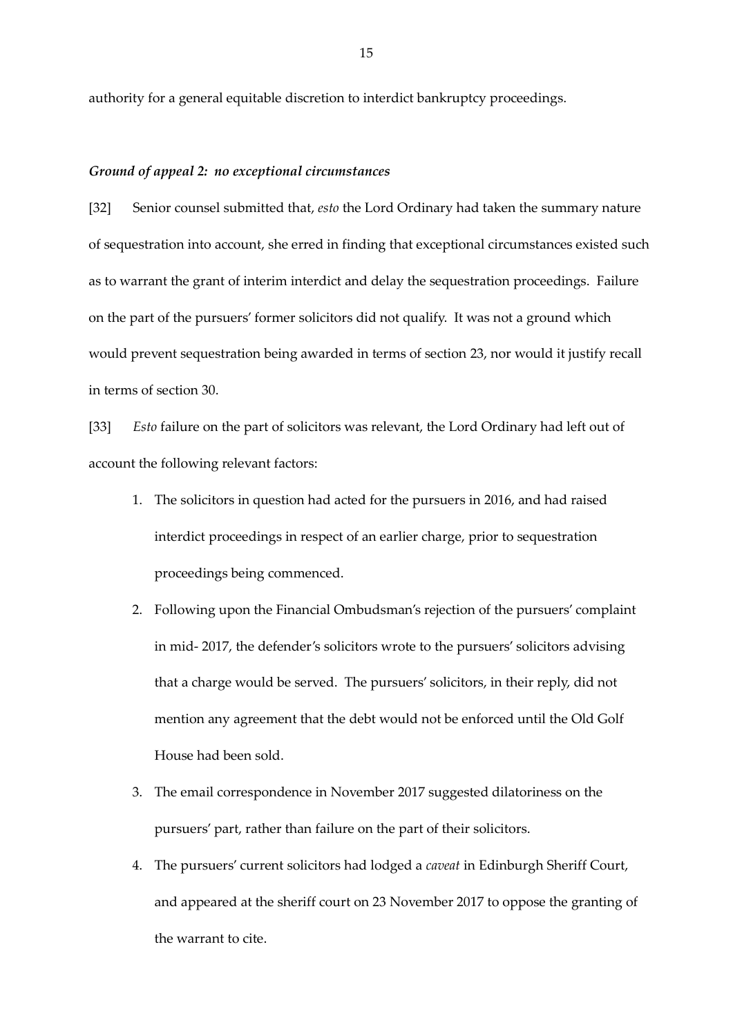authority for a general equitable discretion to interdict bankruptcy proceedings.

### *Ground of appeal 2: no exceptional circumstances*

[32] Senior counsel submitted that, *esto* the Lord Ordinary had taken the summary nature of sequestration into account, she erred in finding that exceptional circumstances existed such as to warrant the grant of interim interdict and delay the sequestration proceedings. Failure on the part of the pursuers' former solicitors did not qualify. It was not a ground which would prevent sequestration being awarded in terms of section 23, nor would it justify recall in terms of section 30.

[33] *Esto* failure on the part of solicitors was relevant, the Lord Ordinary had left out of account the following relevant factors:

1. The solicitors in question had acted for the pursuers in 2016, and had raised interdict proceedings in respect of an earlier charge, prior to sequestration proceedings being commenced.
2. Following upon the Financial Ombudsman's rejection of the pursuers' complaint in mid- 2017, the defender's solicitors wrote to the pursuers' solicitors advising that a charge would be served. The pursuers' solicitors, in their reply, did not mention any agreement that the debt would not be enforced until the Old Golf House had been sold.
3. The email correspondence in November 2017 suggested dilatoriness on the pursuers' part, rather than failure on the part of their solicitors.
4. The pursuers' current solicitors had lodged a *caveat* in Edinburgh Sheriff Court, and appeared at the sheriff court on 23 November 2017 to oppose the granting of the warrant to cite.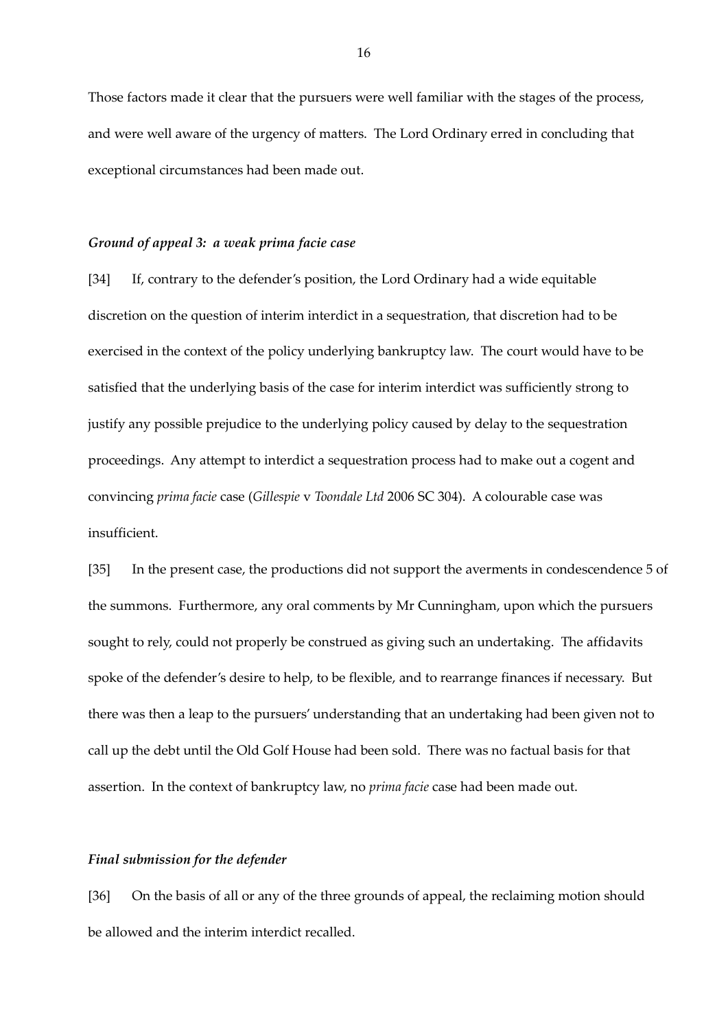Those factors made it clear that the pursuers were well familiar with the stages of the process, and were well aware of the urgency of matters. The Lord Ordinary erred in concluding that exceptional circumstances had been made out.

### *Ground of appeal 3: a weak prima facie case*

[34] If, contrary to the defender's position, the Lord Ordinary had a wide equitable discretion on the question of interim interdict in a sequestration, that discretion had to be exercised in the context of the policy underlying bankruptcy law. The court would have to be satisfied that the underlying basis of the case for interim interdict was sufficiently strong to justify any possible prejudice to the underlying policy caused by delay to the sequestration proceedings. Any attempt to interdict a sequestration process had to make out a cogent and convincing *prima facie* case (*Gillespie* v *Toondale Ltd* 2006 SC 304). A colourable case was insufficient.

[35] In the present case, the productions did not support the averments in condescendence 5 of the summons. Furthermore, any oral comments by Mr Cunningham, upon which the pursuers sought to rely, could not properly be construed as giving such an undertaking. The affidavits spoke of the defender's desire to help, to be flexible, and to rearrange finances if necessary. But there was then a leap to the pursuers' understanding that an undertaking had been given not to call up the debt until the Old Golf House had been sold. There was no factual basis for that assertion. In the context of bankruptcy law, no *prima facie* case had been made out.

### *Final submission for the defender*

[36] On the basis of all or any of the three grounds of appeal, the reclaiming motion should be allowed and the interim interdict recalled.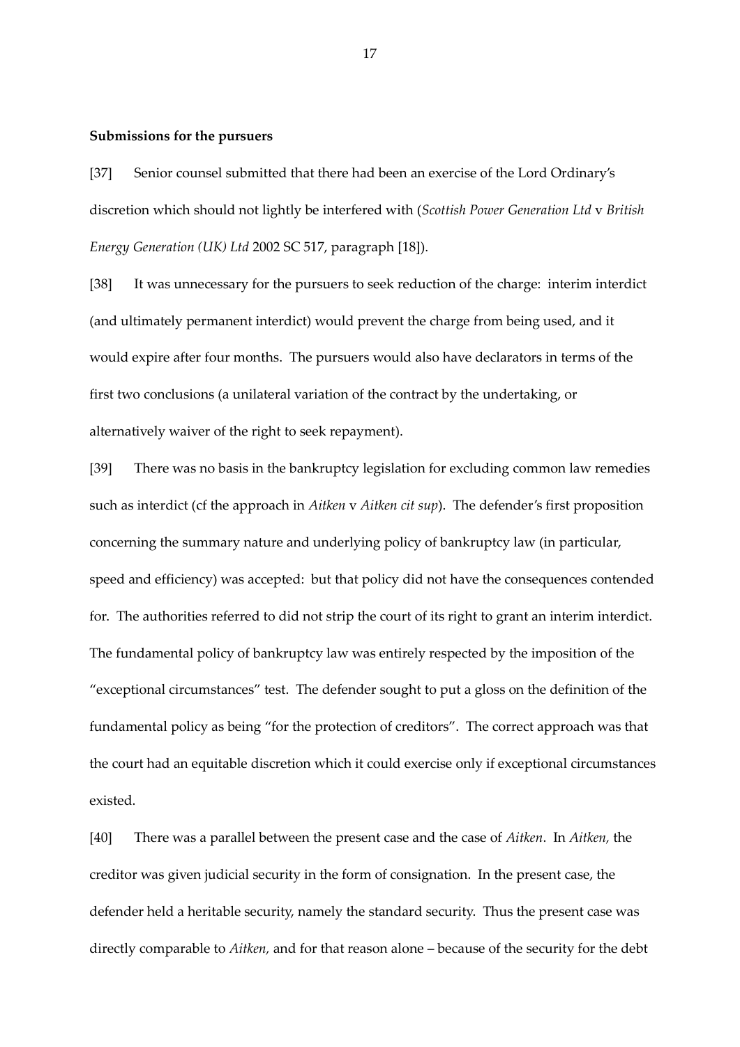**Submissions for the pursuers**

[37] Senior counsel submitted that there had been an exercise of the Lord Ordinary's discretion which should not lightly be interfered with (*Scottish Power Generation Ltd* v *British Energy Generation (UK) Ltd* 2002 SC 517, paragraph [18]).

[38] It was unnecessary for the pursuers to seek reduction of the charge: interim interdict (and ultimately permanent interdict) would prevent the charge from being used, and it would expire after four months. The pursuers would also have declarators in terms of the first two conclusions (a unilateral variation of the contract by the undertaking, or alternatively waiver of the right to seek repayment).

[39] There was no basis in the bankruptcy legislation for excluding common law remedies such as interdict (cf the approach in *Aitken* v *Aitken cit sup*). The defender's first proposition concerning the summary nature and underlying policy of bankruptcy law (in particular, speed and efficiency) was accepted: but that policy did not have the consequences contended for. The authorities referred to did not strip the court of its right to grant an interim interdict. The fundamental policy of bankruptcy law was entirely respected by the imposition of the "exceptional circumstances" test. The defender sought to put a gloss on the definition of the fundamental policy as being "for the protection of creditors". The correct approach was that the court had an equitable discretion which it could exercise only if exceptional circumstances existed.

[40] There was a parallel between the present case and the case of *Aitken*. In *Aitken*, the creditor was given judicial security in the form of consignation. In the present case, the defender held a heritable security, namely the standard security. Thus the present case was directly comparable to *Aitken*, and for that reason alone – because of the security for the debt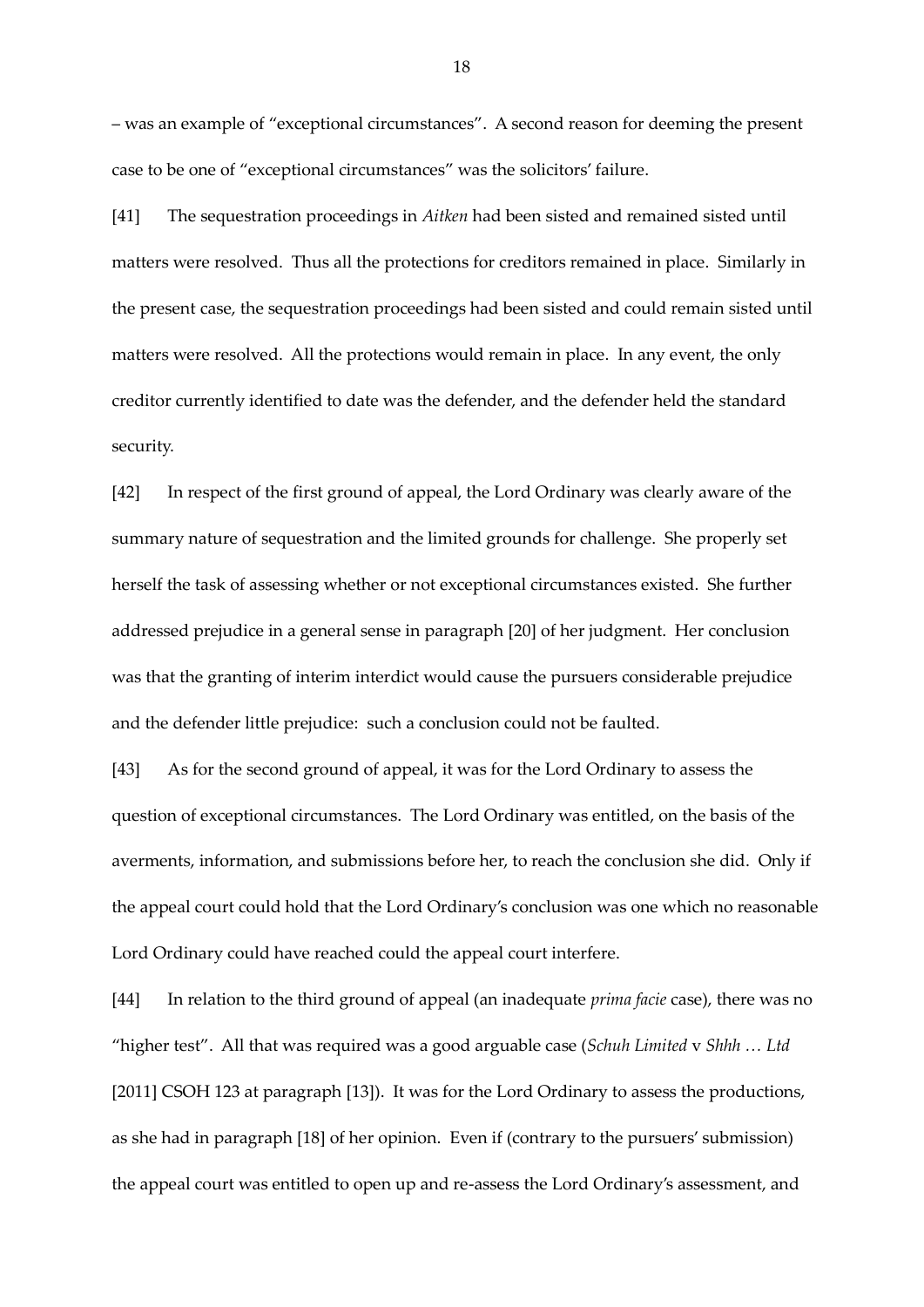– was an example of “exceptional circumstances”. A second reason for deeming the present case to be one of “exceptional circumstances” was the solicitors’ failure.

[41] The sequestration proceedings in *Aitken* had been sisted and remained sisted until matters were resolved. Thus all the protections for creditors remained in place. Similarly in the present case, the sequestration proceedings had been sisted and could remain sisted until matters were resolved. All the protections would remain in place. In any event, the only creditor currently identified to date was the defender, and the defender held the standard security.

[42] In respect of the first ground of appeal, the Lord Ordinary was clearly aware of the summary nature of sequestration and the limited grounds for challenge. She properly set herself the task of assessing whether or not exceptional circumstances existed. She further addressed prejudice in a general sense in paragraph [20] of her judgment. Her conclusion was that the granting of interim interdict would cause the pursuers considerable prejudice and the defender little prejudice: such a conclusion could not be faulted.

[43] As for the second ground of appeal, it was for the Lord Ordinary to assess the question of exceptional circumstances. The Lord Ordinary was entitled, on the basis of the averments, information, and submissions before her, to reach the conclusion she did. Only if the appeal court could hold that the Lord Ordinary’s conclusion was one which no reasonable Lord Ordinary could have reached could the appeal court interfere.

[44] In relation to the third ground of appeal (an inadequate *prima facie* case), there was no “higher test”. All that was required was a good arguable case (*Schuh Limited* v *Shhh … Ltd* [2011] CSOH 123 at paragraph [13]). It was for the Lord Ordinary to assess the productions, as she had in paragraph [18] of her opinion. Even if (contrary to the pursuers’ submission) the appeal court was entitled to open up and re-assess the Lord Ordinary’s assessment, and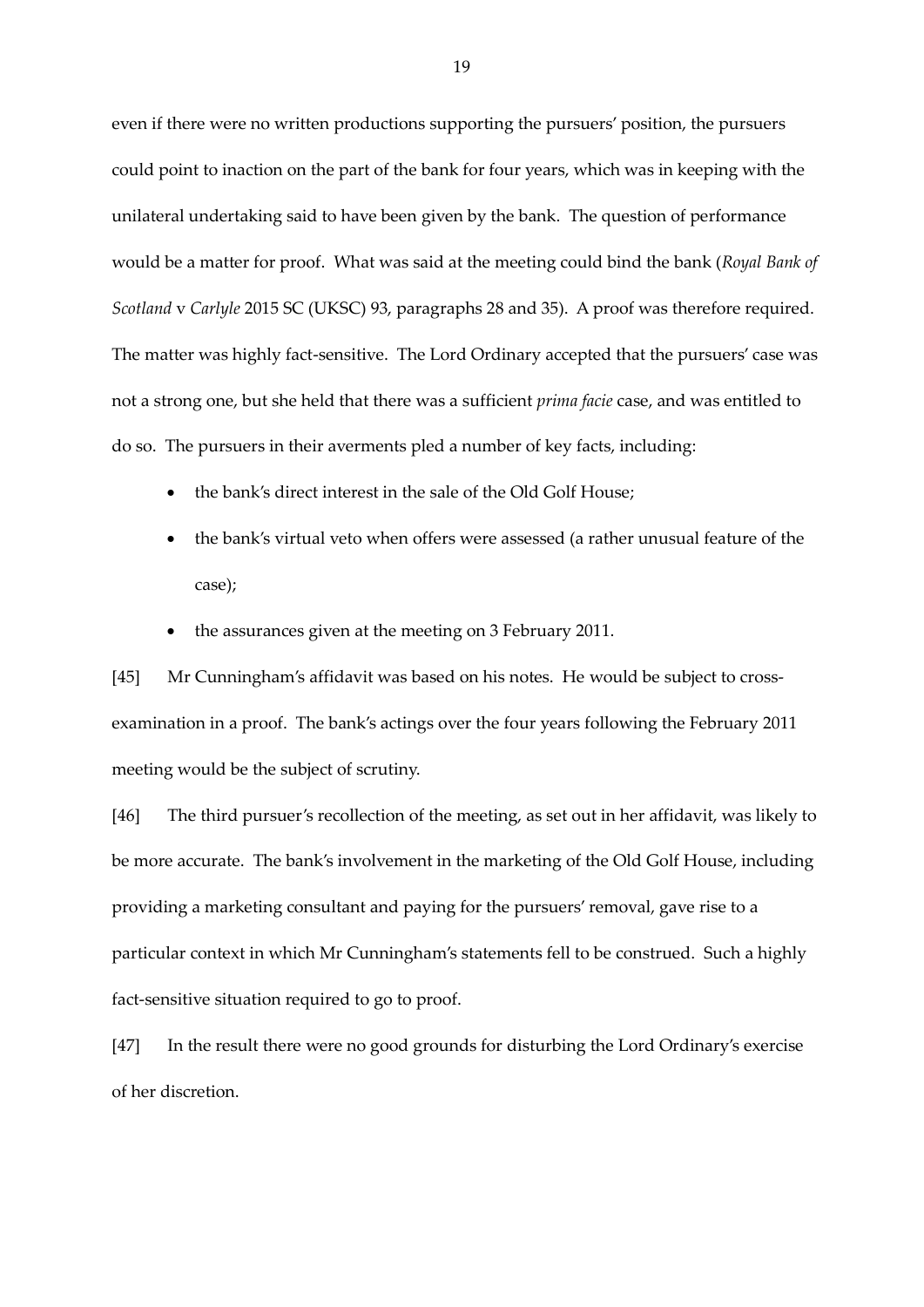even if there were no written productions supporting the pursuers' position, the pursuers could point to inaction on the part of the bank for four years, which was in keeping with the unilateral undertaking said to have been given by the bank. The question of performance would be a matter for proof. What was said at the meeting could bind the bank (*Royal Bank of Scotland* v *Carlyle* 2015 SC (UKSC) 93, paragraphs 28 and 35). A proof was therefore required. The matter was highly fact-sensitive. The Lord Ordinary accepted that the pursuers' case was not a strong one, but she held that there was a sufficient *prima facie* case, and was entitled to do so. The pursuers in their averments pled a number of key facts, including:

- the bank's direct interest in the sale of the Old Golf House;
- the bank's virtual veto when offers were assessed (a rather unusual feature of the case);
- the assurances given at the meeting on 3 February 2011.

[45] Mr Cunningham's affidavit was based on his notes. He would be subject to cross-examination in a proof. The bank's actings over the four years following the February 2011 meeting would be the subject of scrutiny.

[46] The third pursuer's recollection of the meeting, as set out in her affidavit, was likely to be more accurate. The bank's involvement in the marketing of the Old Golf House, including providing a marketing consultant and paying for the pursuers' removal, gave rise to a particular context in which Mr Cunningham's statements fell to be construed. Such a highly fact-sensitive situation required to go to proof.

[47] In the result there were no good grounds for disturbing the Lord Ordinary's exercise of her discretion.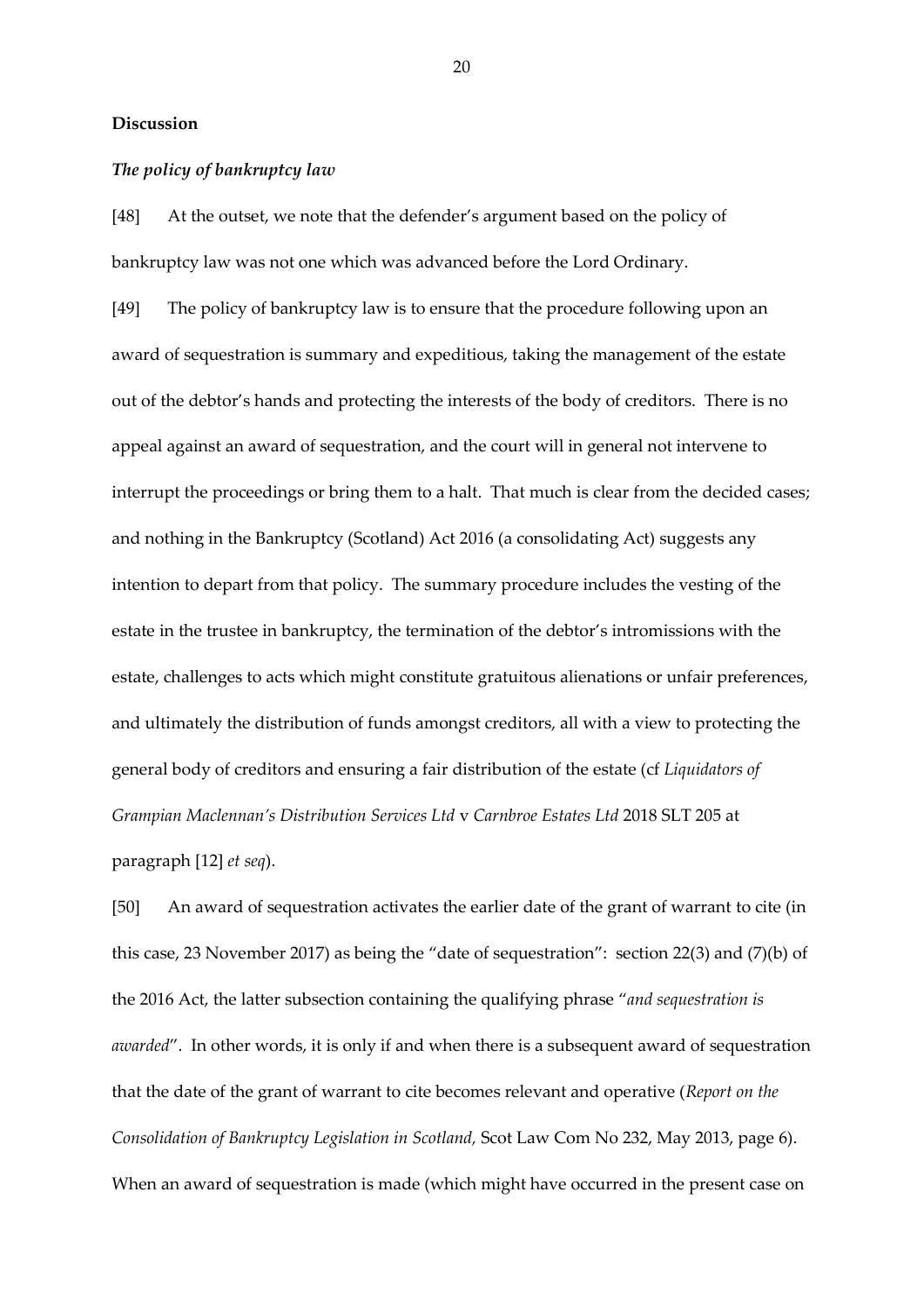**Discussion**

***The policy of bankruptcy law***

[48] At the outset, we note that the defender's argument based on the policy of bankruptcy law was not one which was advanced before the Lord Ordinary.

[49] The policy of bankruptcy law is to ensure that the procedure following upon an award of sequestration is summary and expeditious, taking the management of the estate out of the debtor's hands and protecting the interests of the body of creditors. There is no appeal against an award of sequestration, and the court will in general not intervene to interrupt the proceedings or bring them to a halt. That much is clear from the decided cases; and nothing in the Bankruptcy (Scotland) Act 2016 (a consolidating Act) suggests any intention to depart from that policy. The summary procedure includes the vesting of the estate in the trustee in bankruptcy, the termination of the debtor's intromissions with the estate, challenges to acts which might constitute gratuitous alienations or unfair preferences, and ultimately the distribution of funds amongst creditors, all with a view to protecting the general body of creditors and ensuring a fair distribution of the estate (cf *Liquidators of Grampian Maclennan's Distribution Services Ltd* v *Carnbroe Estates Ltd* 2018 SLT 205 at paragraph [12] *et seq*).

[50] An award of sequestration activates the earlier date of the grant of warrant to cite (in this case, 23 November 2017) as being the "date of sequestration": section 22(3) and (7)(b) of the 2016 Act, the latter subsection containing the qualifying phrase "*and sequestration is awarded*". In other words, it is only if and when there is a subsequent award of sequestration that the date of the grant of warrant to cite becomes relevant and operative (*Report on the Consolidation of Bankruptcy Legislation in Scotland*, Scot Law Com No 232, May 2013, page 6). When an award of sequestration is made (which might have occurred in the present case on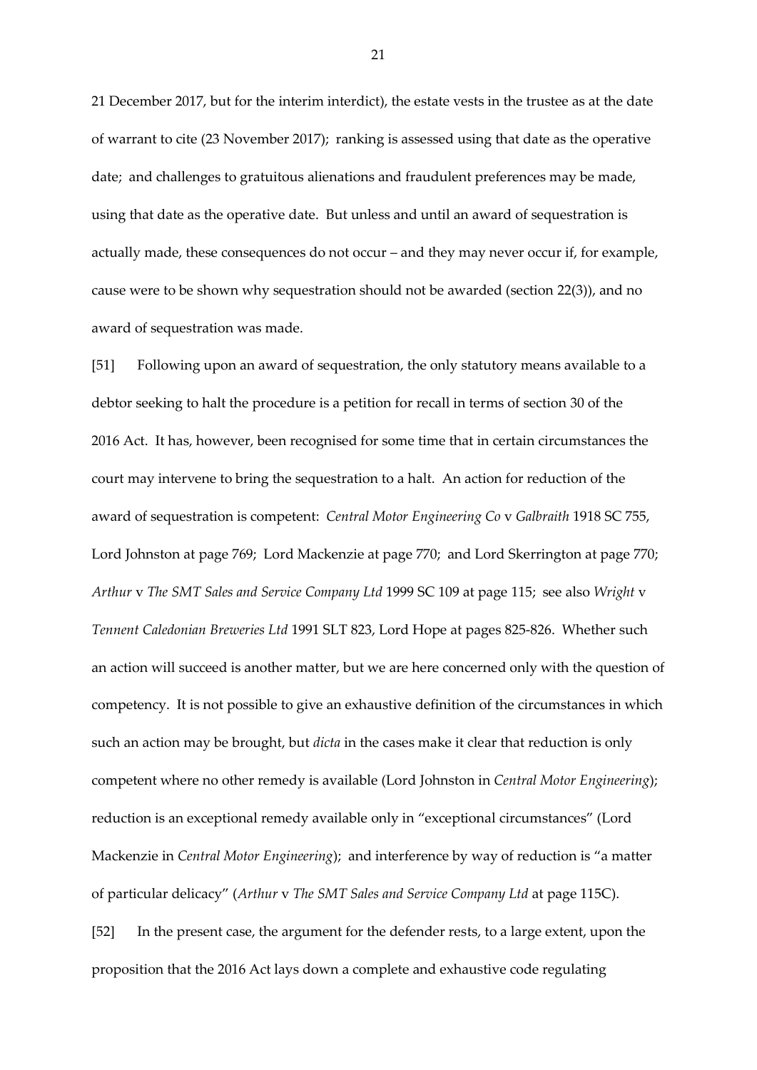21 December 2017, but for the interim interdict), the estate vests in the trustee as at the date of warrant to cite (23 November 2017); ranking is assessed using that date as the operative date; and challenges to gratuitous alienations and fraudulent preferences may be made, using that date as the operative date. But unless and until an award of sequestration is actually made, these consequences do not occur – and they may never occur if, for example, cause were to be shown why sequestration should not be awarded (section 22(3)), and no award of sequestration was made.

[51] Following upon an award of sequestration, the only statutory means available to a debtor seeking to halt the procedure is a petition for recall in terms of section 30 of the 2016 Act. It has, however, been recognised for some time that in certain circumstances the court may intervene to bring the sequestration to a halt. An action for reduction of the award of sequestration is competent: *Central Motor Engineering Co* v *Galbraith* 1918 SC 755, Lord Johnston at page 769; Lord Mackenzie at page 770; and Lord Skerrington at page 770; *Arthur* v *The SMT Sales and Service Company Ltd* 1999 SC 109 at page 115; see also *Wright* v *Tennent Caledonian Breweries Ltd* 1991 SLT 823, Lord Hope at pages 825-826. Whether such an action will succeed is another matter, but we are here concerned only with the question of competency. It is not possible to give an exhaustive definition of the circumstances in which such an action may be brought, but *dicta* in the cases make it clear that reduction is only competent where no other remedy is available (Lord Johnston in *Central Motor Engineering*); reduction is an exceptional remedy available only in "exceptional circumstances" (Lord Mackenzie in *Central Motor Engineering*); and interference by way of reduction is "a matter of particular delicacy" (*Arthur* v *The SMT Sales and Service Company Ltd* at page 115C).

[52] In the present case, the argument for the defender rests, to a large extent, upon the proposition that the 2016 Act lays down a complete and exhaustive code regulating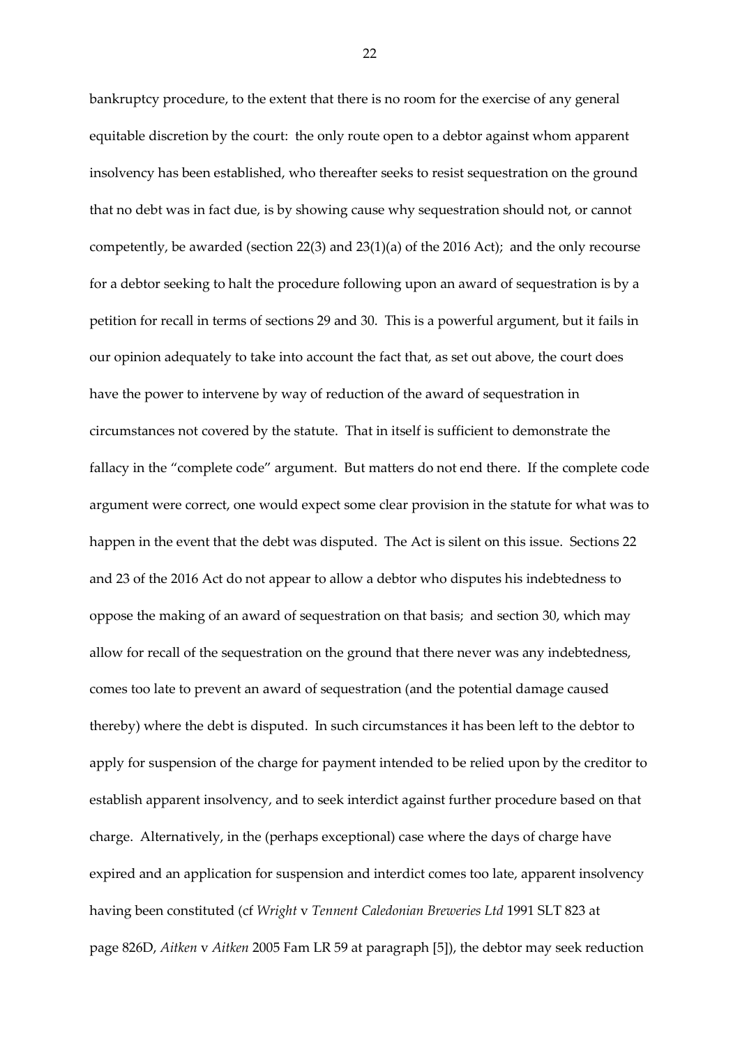bankruptcy procedure, to the extent that there is no room for the exercise of any general equitable discretion by the court: the only route open to a debtor against whom apparent insolvency has been established, who thereafter seeks to resist sequestration on the ground that no debt was in fact due, is by showing cause why sequestration should not, or cannot competently, be awarded (section 22(3) and 23(1)(a) of the 2016 Act); and the only recourse for a debtor seeking to halt the procedure following upon an award of sequestration is by a petition for recall in terms of sections 29 and 30. This is a powerful argument, but it fails in our opinion adequately to take into account the fact that, as set out above, the court does have the power to intervene by way of reduction of the award of sequestration in circumstances not covered by the statute. That in itself is sufficient to demonstrate the fallacy in the "complete code" argument. But matters do not end there. If the complete code argument were correct, one would expect some clear provision in the statute for what was to happen in the event that the debt was disputed. The Act is silent on this issue. Sections 22 and 23 of the 2016 Act do not appear to allow a debtor who disputes his indebtedness to oppose the making of an award of sequestration on that basis; and section 30, which may allow for recall of the sequestration on the ground that there never was any indebtedness, comes too late to prevent an award of sequestration (and the potential damage caused thereby) where the debt is disputed. In such circumstances it has been left to the debtor to apply for suspension of the charge for payment intended to be relied upon by the creditor to establish apparent insolvency, and to seek interdict against further procedure based on that charge. Alternatively, in the (perhaps exceptional) case where the days of charge have expired and an application for suspension and interdict comes too late, apparent insolvency having been constituted (cf *Wright* v *Tennent Caledonian Breweries Ltd* 1991 SLT 823 at page 826D, *Aitken* v *Aitken* 2005 Fam LR 59 at paragraph [5]), the debtor may seek reduction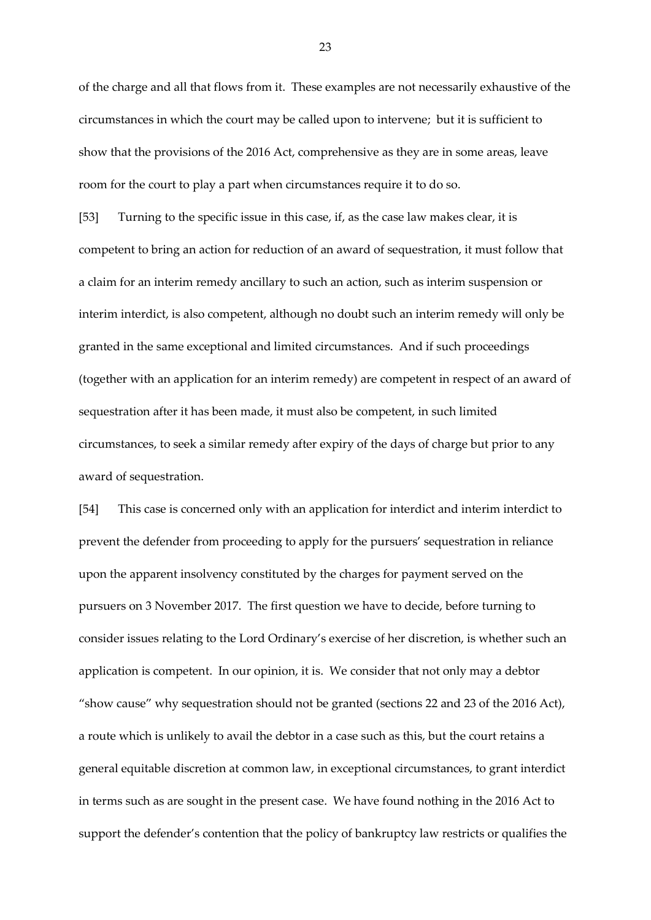of the charge and all that flows from it. These examples are not necessarily exhaustive of the circumstances in which the court may be called upon to intervene; but it is sufficient to show that the provisions of the 2016 Act, comprehensive as they are in some areas, leave room for the court to play a part when circumstances require it to do so.

[53] Turning to the specific issue in this case, if, as the case law makes clear, it is competent to bring an action for reduction of an award of sequestration, it must follow that a claim for an interim remedy ancillary to such an action, such as interim suspension or interim interdict, is also competent, although no doubt such an interim remedy will only be granted in the same exceptional and limited circumstances. And if such proceedings (together with an application for an interim remedy) are competent in respect of an award of sequestration after it has been made, it must also be competent, in such limited circumstances, to seek a similar remedy after expiry of the days of charge but prior to any award of sequestration.

[54] This case is concerned only with an application for interdict and interim interdict to prevent the defender from proceeding to apply for the pursuers' sequestration in reliance upon the apparent insolvency constituted by the charges for payment served on the pursuers on 3 November 2017. The first question we have to decide, before turning to consider issues relating to the Lord Ordinary's exercise of her discretion, is whether such an application is competent. In our opinion, it is. We consider that not only may a debtor "show cause" why sequestration should not be granted (sections 22 and 23 of the 2016 Act), a route which is unlikely to avail the debtor in a case such as this, but the court retains a general equitable discretion at common law, in exceptional circumstances, to grant interdict in terms such as are sought in the present case. We have found nothing in the 2016 Act to support the defender's contention that the policy of bankruptcy law restricts or qualifies the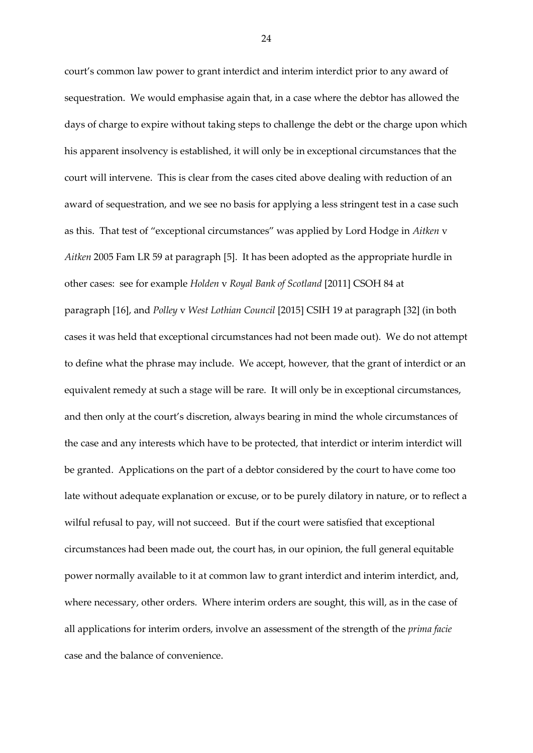court's common law power to grant interdict and interim interdict prior to any award of sequestration. We would emphasise again that, in a case where the debtor has allowed the days of charge to expire without taking steps to challenge the debt or the charge upon which his apparent insolvency is established, it will only be in exceptional circumstances that the court will intervene. This is clear from the cases cited above dealing with reduction of an award of sequestration, and we see no basis for applying a less stringent test in a case such as this. That test of "exceptional circumstances" was applied by Lord Hodge in *Aitken* v *Aitken* 2005 Fam LR 59 at paragraph [5]. It has been adopted as the appropriate hurdle in other cases: see for example *Holden* v *Royal Bank of Scotland* [2011] CSOH 84 at paragraph [16], and *Polley* v *West Lothian Council* [2015] CSIH 19 at paragraph [32] (in both cases it was held that exceptional circumstances had not been made out). We do not attempt to define what the phrase may include. We accept, however, that the grant of interdict or an equivalent remedy at such a stage will be rare. It will only be in exceptional circumstances, and then only at the court's discretion, always bearing in mind the whole circumstances of the case and any interests which have to be protected, that interdict or interim interdict will be granted. Applications on the part of a debtor considered by the court to have come too late without adequate explanation or excuse, or to be purely dilatory in nature, or to reflect a wilful refusal to pay, will not succeed. But if the court were satisfied that exceptional circumstances had been made out, the court has, in our opinion, the full general equitable power normally available to it at common law to grant interdict and interim interdict, and, where necessary, other orders. Where interim orders are sought, this will, as in the case of all applications for interim orders, involve an assessment of the strength of the *prima facie* case and the balance of convenience.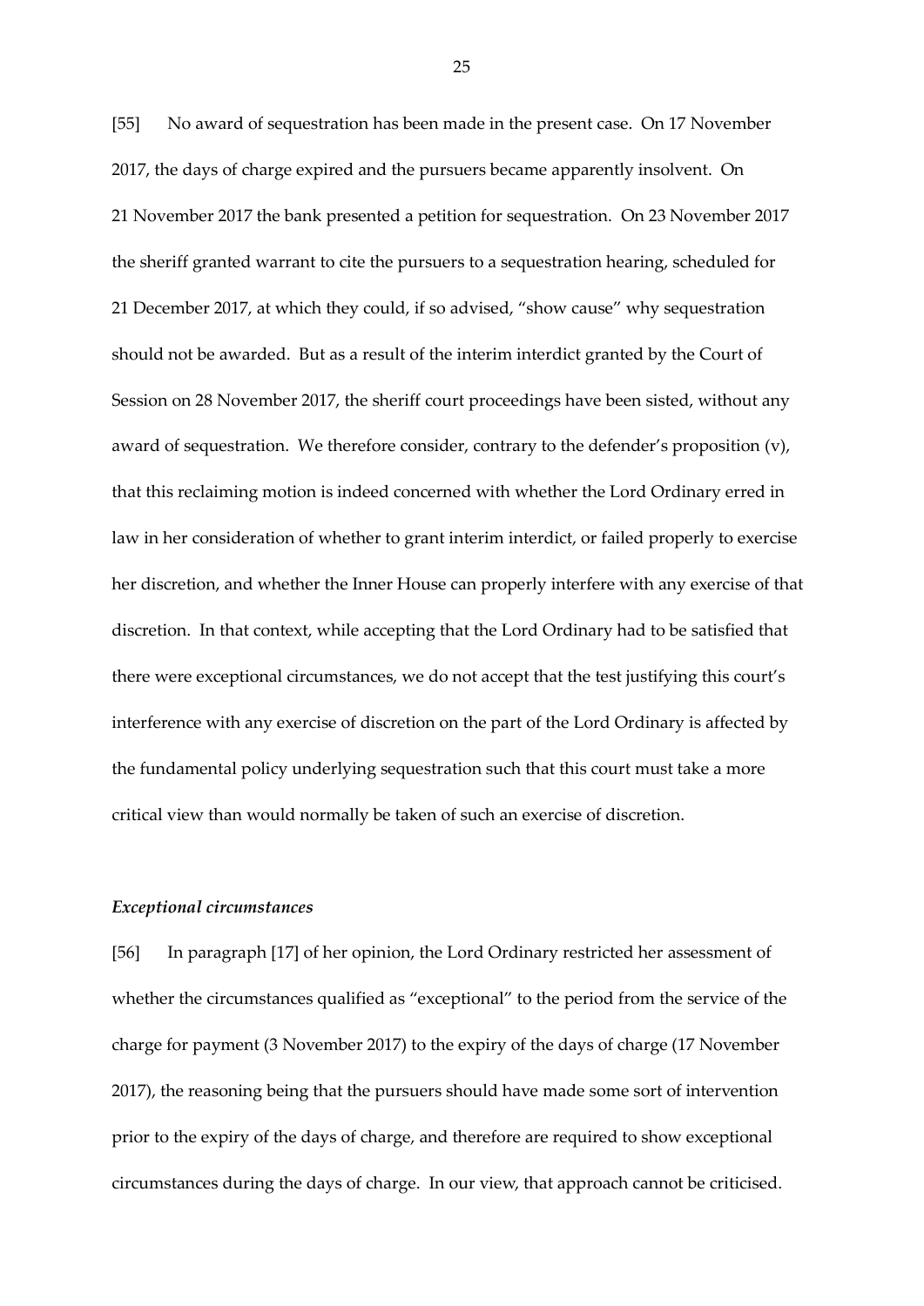[55] No award of sequestration has been made in the present case. On 17 November 2017, the days of charge expired and the pursuers became apparently insolvent. On 21 November 2017 the bank presented a petition for sequestration. On 23 November 2017 the sheriff granted warrant to cite the pursuers to a sequestration hearing, scheduled for 21 December 2017, at which they could, if so advised, "show cause" why sequestration should not be awarded. But as a result of the interim interdict granted by the Court of Session on 28 November 2017, the sheriff court proceedings have been sisted, without any award of sequestration. We therefore consider, contrary to the defender's proposition (v), that this reclaiming motion is indeed concerned with whether the Lord Ordinary erred in law in her consideration of whether to grant interim interdict, or failed properly to exercise her discretion, and whether the Inner House can properly interfere with any exercise of that discretion. In that context, while accepting that the Lord Ordinary had to be satisfied that there were exceptional circumstances, we do not accept that the test justifying this court's interference with any exercise of discretion on the part of the Lord Ordinary is affected by the fundamental policy underlying sequestration such that this court must take a more critical view than would normally be taken of such an exercise of discretion.

### *Exceptional circumstances*

[56] In paragraph [17] of her opinion, the Lord Ordinary restricted her assessment of whether the circumstances qualified as "exceptional" to the period from the service of the charge for payment (3 November 2017) to the expiry of the days of charge (17 November 2017), the reasoning being that the pursuers should have made some sort of intervention prior to the expiry of the days of charge, and therefore are required to show exceptional circumstances during the days of charge. In our view, that approach cannot be criticised.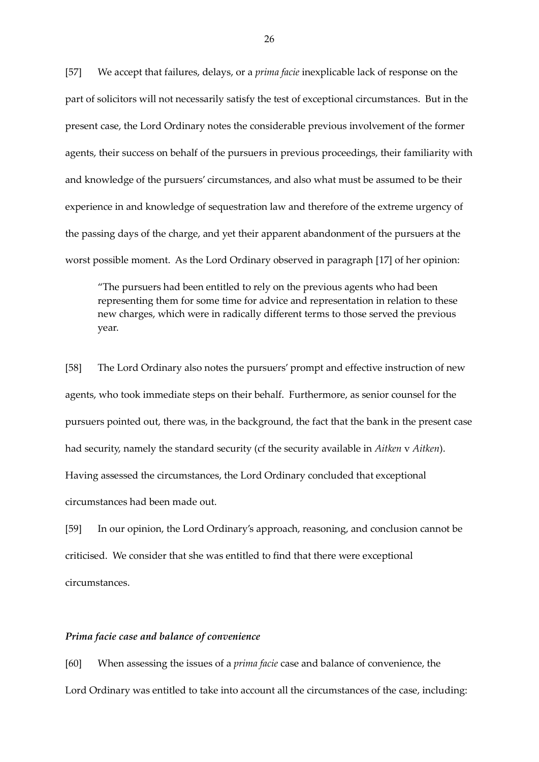[57] We accept that failures, delays, or a *prima facie* inexplicable lack of response on the part of solicitors will not necessarily satisfy the test of exceptional circumstances. But in the present case, the Lord Ordinary notes the considerable previous involvement of the former agents, their success on behalf of the pursuers in previous proceedings, their familiarity with and knowledge of the pursuers' circumstances, and also what must be assumed to be their experience in and knowledge of sequestration law and therefore of the extreme urgency of the passing days of the charge, and yet their apparent abandonment of the pursuers at the worst possible moment. As the Lord Ordinary observed in paragraph [17] of her opinion:

> "The pursuers had been entitled to rely on the previous agents who had been representing them for some time for advice and representation in relation to these new charges, which were in radically different terms to those served the previous year.

[58] The Lord Ordinary also notes the pursuers' prompt and effective instruction of new agents, who took immediate steps on their behalf. Furthermore, as senior counsel for the pursuers pointed out, there was, in the background, the fact that the bank in the present case had security, namely the standard security (cf the security available in *Aitken* v *Aitken*). Having assessed the circumstances, the Lord Ordinary concluded that exceptional circumstances had been made out.

[59] In our opinion, the Lord Ordinary's approach, reasoning, and conclusion cannot be criticised. We consider that she was entitled to find that there were exceptional circumstances.

### *Prima facie case and balance of convenience*

[60] When assessing the issues of a *prima facie* case and balance of convenience, the Lord Ordinary was entitled to take into account all the circumstances of the case, including: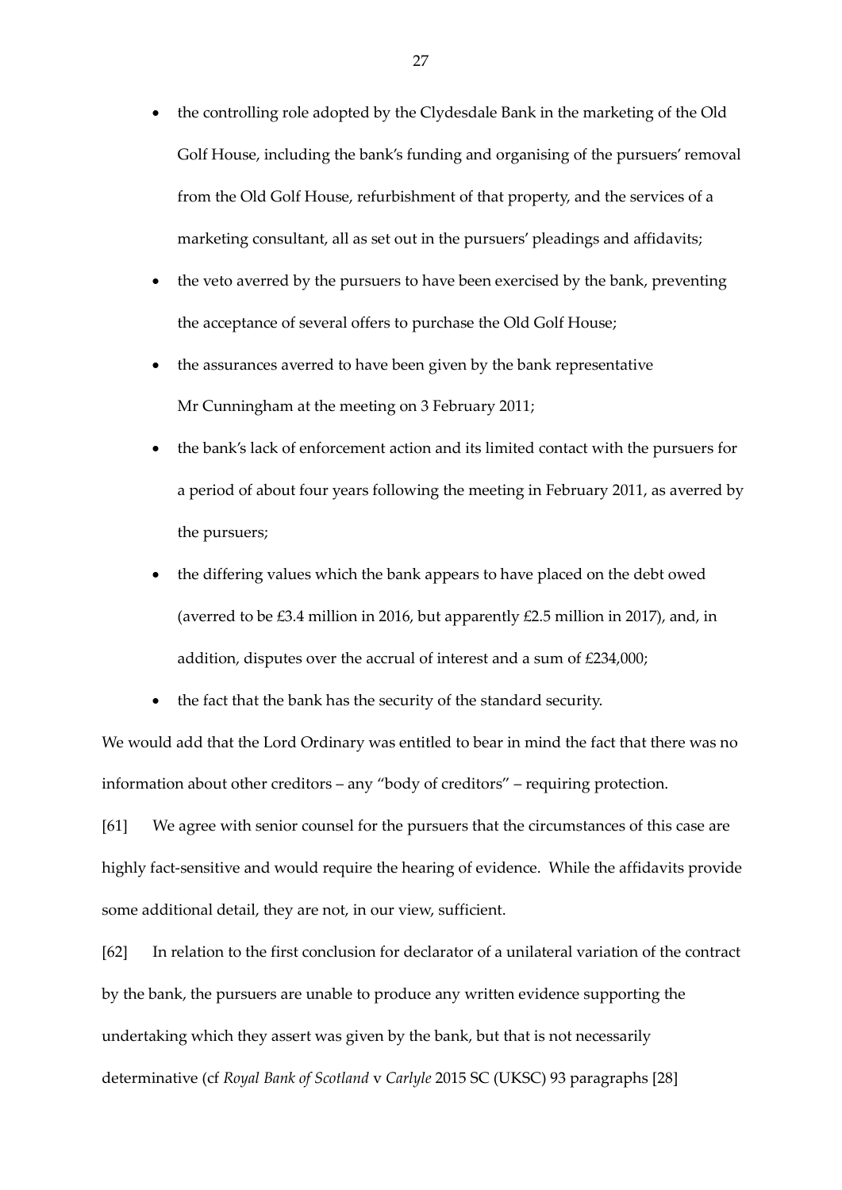- the controlling role adopted by the Clydesdale Bank in the marketing of the Old Golf House, including the bank's funding and organising of the pursuers' removal from the Old Golf House, refurbishment of that property, and the services of a marketing consultant, all as set out in the pursuers' pleadings and affidavits;
- the veto averred by the pursuers to have been exercised by the bank, preventing the acceptance of several offers to purchase the Old Golf House;
- the assurances averred to have been given by the bank representative Mr Cunningham at the meeting on 3 February 2011;
- the bank's lack of enforcement action and its limited contact with the pursuers for a period of about four years following the meeting in February 2011, as averred by the pursuers;
- the differing values which the bank appears to have placed on the debt owed (averred to be £3.4 million in 2016, but apparently £2.5 million in 2017), and, in addition, disputes over the accrual of interest and a sum of £234,000;
- the fact that the bank has the security of the standard security.

We would add that the Lord Ordinary was entitled to bear in mind the fact that there was no information about other creditors – any "body of creditors" – requiring protection.

[61] We agree with senior counsel for the pursuers that the circumstances of this case are highly fact-sensitive and would require the hearing of evidence. While the affidavits provide some additional detail, they are not, in our view, sufficient.

[62] In relation to the first conclusion for declarator of a unilateral variation of the contract by the bank, the pursuers are unable to produce any written evidence supporting the undertaking which they assert was given by the bank, but that is not necessarily determinative (cf *Royal Bank of Scotland* v *Carlyle* 2015 SC (UKSC) 93 paragraphs [28]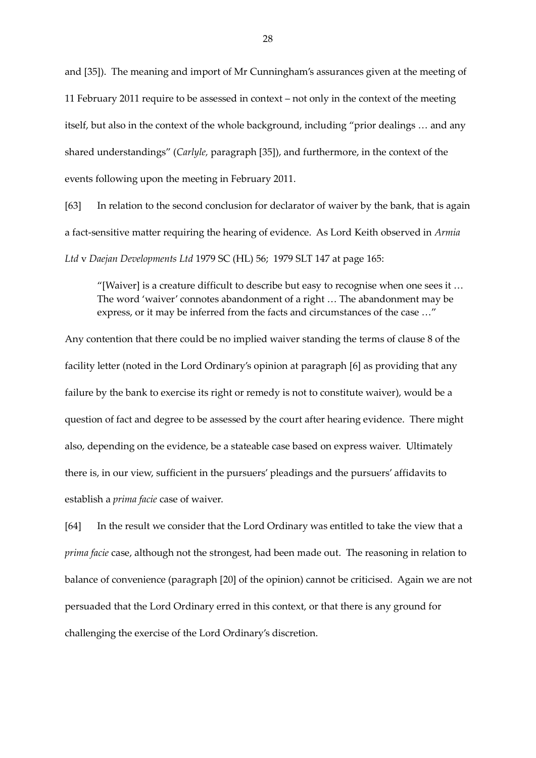and [35]). The meaning and import of Mr Cunningham's assurances given at the meeting of 11 February 2011 require to be assessed in context – not only in the context of the meeting itself, but also in the context of the whole background, including "prior dealings … and any shared understandings" (*Carlyle,* paragraph [35]), and furthermore, in the context of the events following upon the meeting in February 2011.

[63] In relation to the second conclusion for declarator of waiver by the bank, that is again a fact-sensitive matter requiring the hearing of evidence. As Lord Keith observed in *Armia Ltd* v *Daejan Developments Ltd* 1979 SC (HL) 56; 1979 SLT 147 at page 165:

> "[Waiver] is a creature difficult to describe but easy to recognise when one sees it … The word 'waiver' connotes abandonment of a right … The abandonment may be express, or it may be inferred from the facts and circumstances of the case …"

Any contention that there could be no implied waiver standing the terms of clause 8 of the facility letter (noted in the Lord Ordinary's opinion at paragraph [6] as providing that any failure by the bank to exercise its right or remedy is not to constitute waiver), would be a question of fact and degree to be assessed by the court after hearing evidence. There might also, depending on the evidence, be a stateable case based on express waiver. Ultimately there is, in our view, sufficient in the pursuers' pleadings and the pursuers' affidavits to establish a *prima facie* case of waiver.

[64] In the result we consider that the Lord Ordinary was entitled to take the view that a *prima facie* case, although not the strongest, had been made out. The reasoning in relation to balance of convenience (paragraph [20] of the opinion) cannot be criticised. Again we are not persuaded that the Lord Ordinary erred in this context, or that there is any ground for challenging the exercise of the Lord Ordinary's discretion.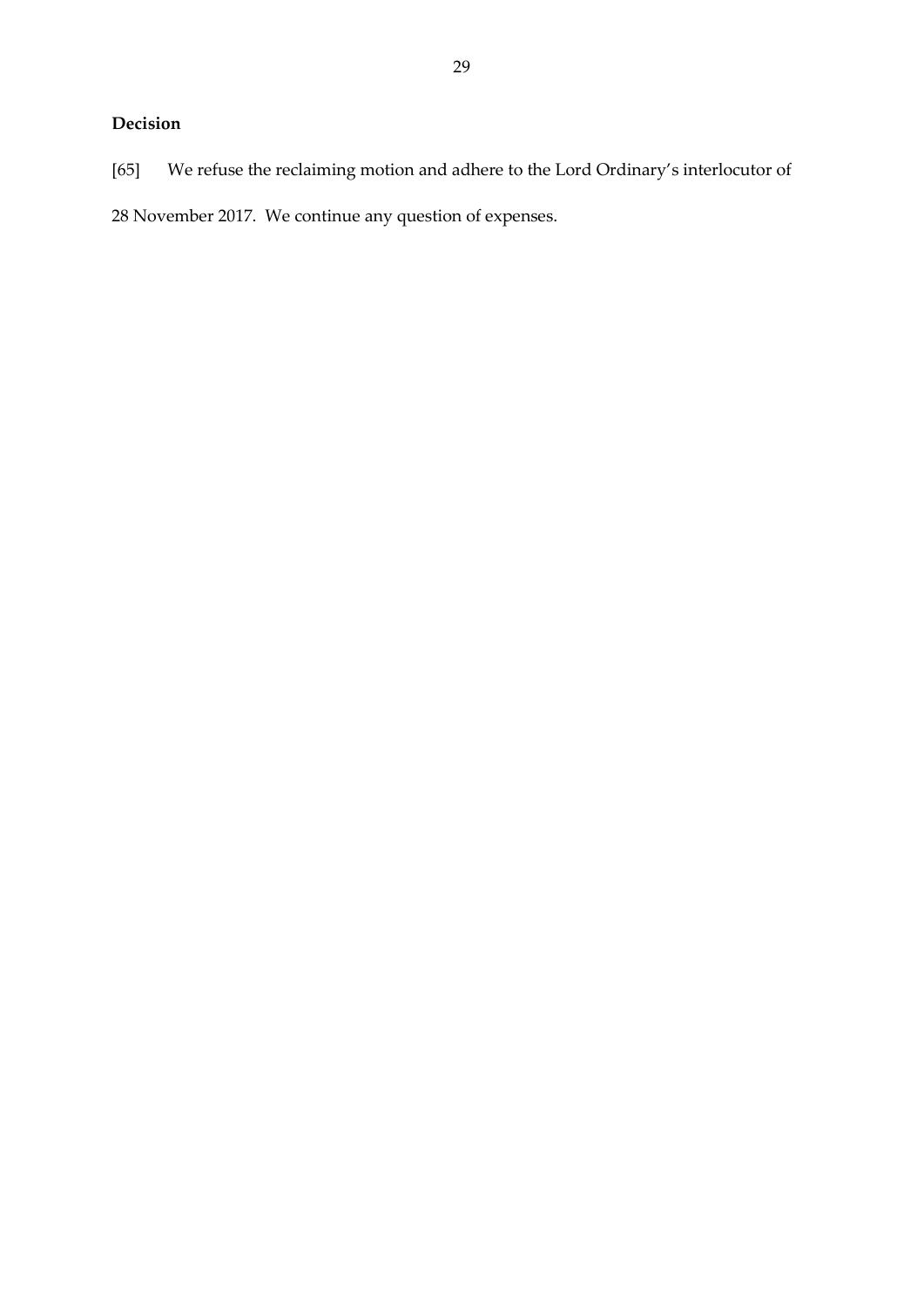## Decision

[65] We refuse the reclaiming motion and adhere to the Lord Ordinary's interlocutor of 28 November 2017. We continue any question of expenses.